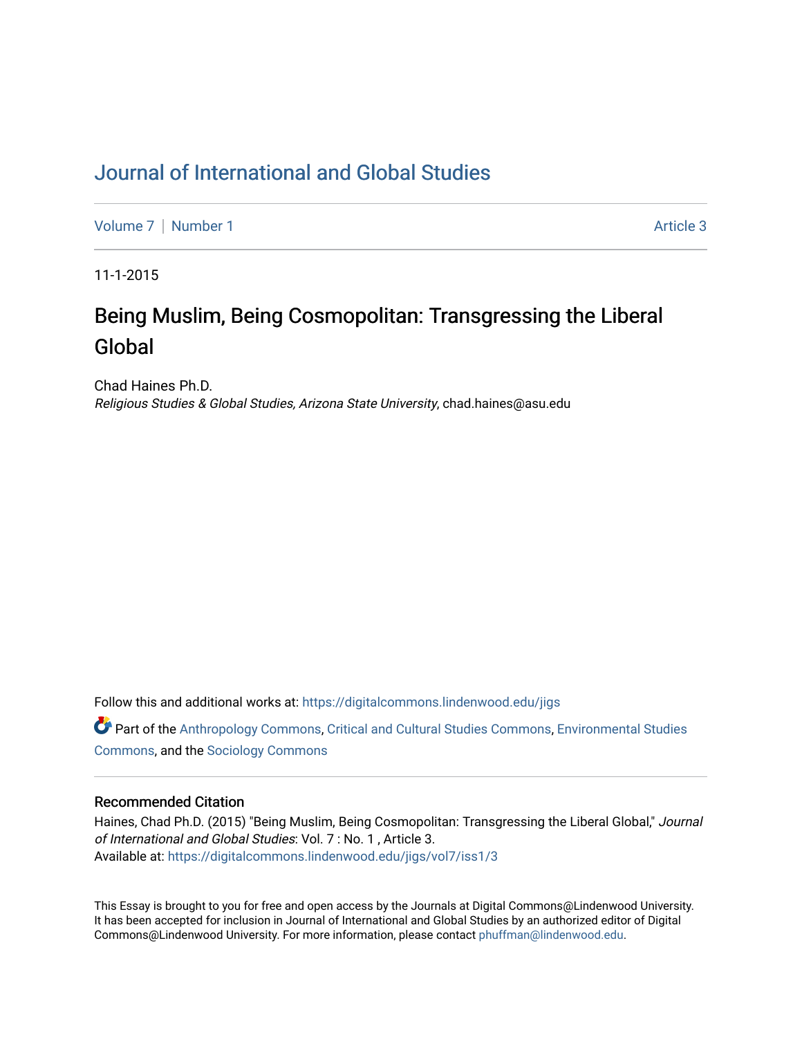# Journal of International and Global Studies

Volume 7 | Number 1 | Article 3

11-1-2015

## Being Muslim, Being Cosmopolitan: Transgressing the Liberal Global

Chad Haines Ph.D.
*Religious Studies & Global Studies, Arizona State University*, chad.haines@asu.edu

Follow this and additional works at: https://digitalcommons.lindenwood.edu/jigs

Part of the Anthropology Commons, Critical and Cultural Studies Commons, Environmental Studies Commons, and the Sociology Commons

### Recommended Citation

Haines, Chad Ph.D. (2015) "Being Muslim, Being Cosmopolitan: Transgressing the Liberal Global," *Journal of International and Global Studies*: Vol. 7 : No. 1 , Article 3.
Available at: https://digitalcommons.lindenwood.edu/jigs/vol7/iss1/3

This Essay is brought to you for free and open access by the Journals at Digital Commons@Lindenwood University. It has been accepted for inclusion in Journal of International and Global Studies by an authorized editor of Digital Commons@Lindenwood University. For more information, please contact phuffman@lindenwood.edu.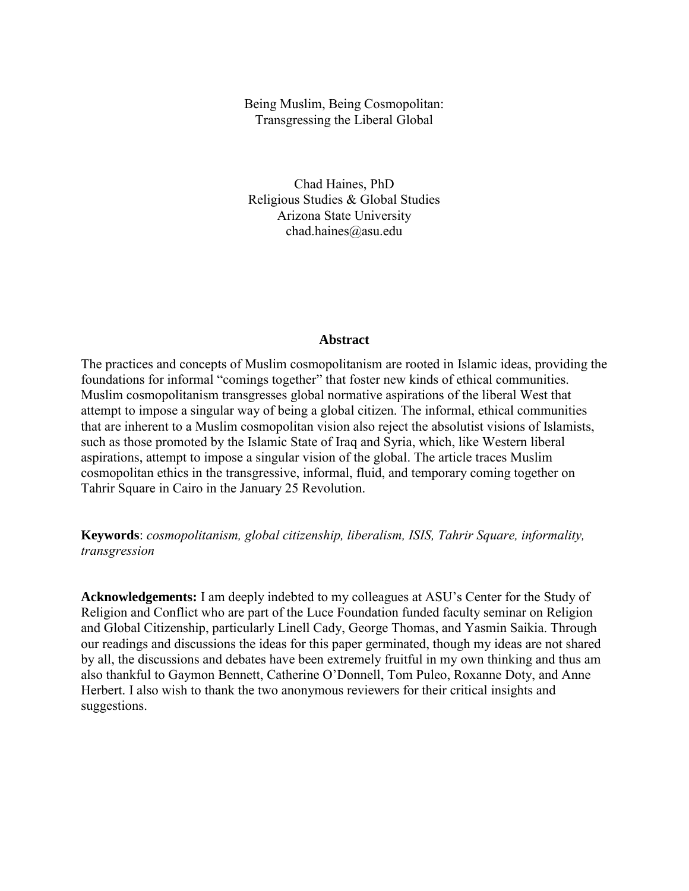Being Muslim, Being Cosmopolitan:
Transgressing the Liberal Global

Chad Haines, PhD
Religious Studies & Global Studies
Arizona State University
chad.haines@asu.edu

### Abstract

The practices and concepts of Muslim cosmopolitanism are rooted in Islamic ideas, providing the foundations for informal "comings together" that foster new kinds of ethical communities. Muslim cosmopolitanism transgresses global normative aspirations of the liberal West that attempt to impose a singular way of being a global citizen. The informal, ethical communities that are inherent to a Muslim cosmopolitan vision also reject the absolutist visions of Islamists, such as those promoted by the Islamic State of Iraq and Syria, which, like Western liberal aspirations, attempt to impose a singular vision of the global. The article traces Muslim cosmopolitan ethics in the transgressive, informal, fluid, and temporary coming together on Tahrir Square in Cairo in the January 25 Revolution.

**Keywords**: *cosmopolitanism, global citizenship, liberalism, ISIS, Tahrir Square, informality, transgression*

**Acknowledgements:** I am deeply indebted to my colleagues at ASU's Center for the Study of Religion and Conflict who are part of the Luce Foundation funded faculty seminar on Religion and Global Citizenship, particularly Linell Cady, George Thomas, and Yasmin Saikia. Through our readings and discussions the ideas for this paper germinated, though my ideas are not shared by all, the discussions and debates have been extremely fruitful in my own thinking and thus am also thankful to Gaymon Bennett, Catherine O'Donnell, Tom Puleo, Roxanne Doty, and Anne Herbert. I also wish to thank the two anonymous reviewers for their critical insights and suggestions.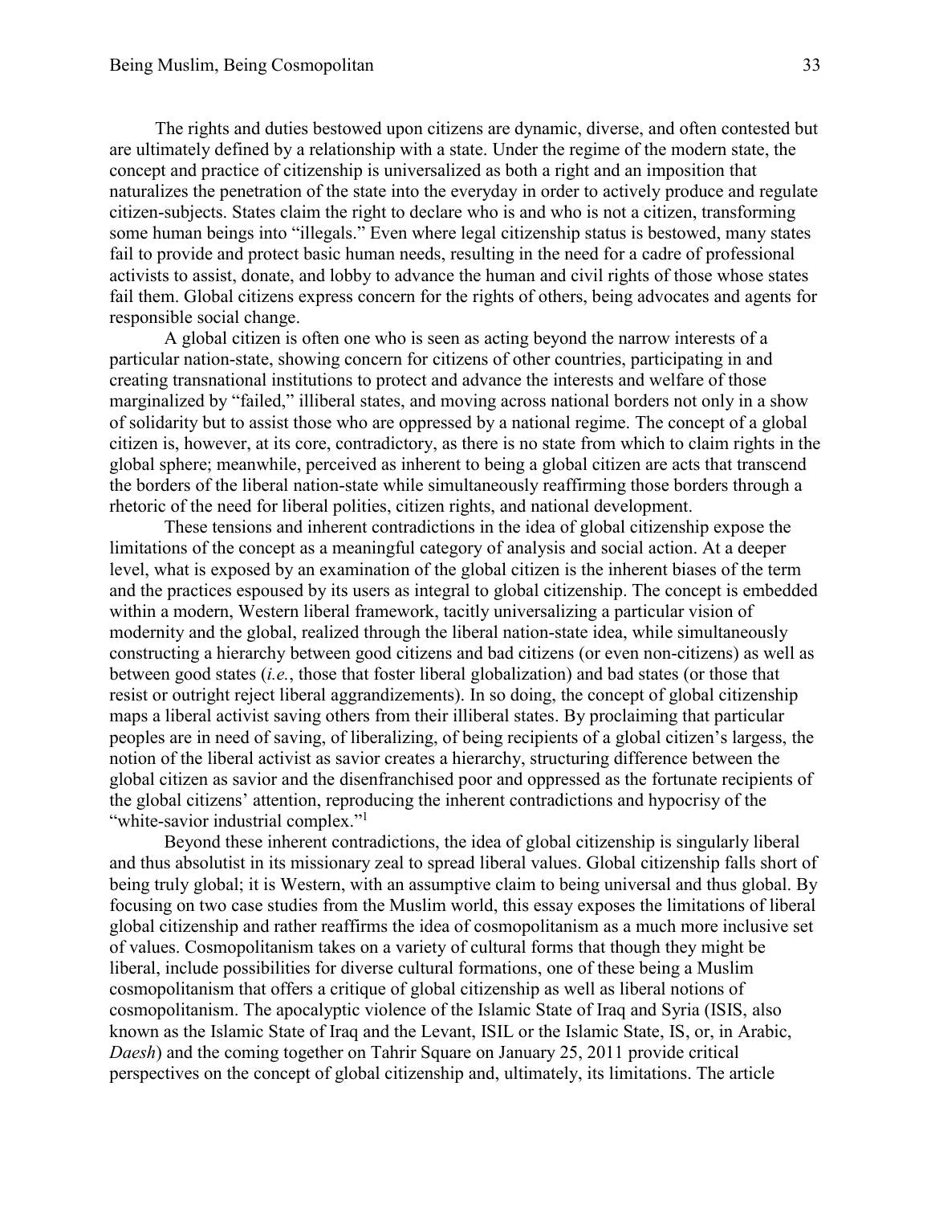The rights and duties bestowed upon citizens are dynamic, diverse, and often contested but are ultimately defined by a relationship with a state. Under the regime of the modern state, the concept and practice of citizenship is universalized as both a right and an imposition that naturalizes the penetration of the state into the everyday in order to actively produce and regulate citizen-subjects. States claim the right to declare who is and who is not a citizen, transforming some human beings into "illegals." Even where legal citizenship status is bestowed, many states fail to provide and protect basic human needs, resulting in the need for a cadre of professional activists to assist, donate, and lobby to advance the human and civil rights of those whose states fail them. Global citizens express concern for the rights of others, being advocates and agents for responsible social change.

A global citizen is often one who is seen as acting beyond the narrow interests of a particular nation-state, showing concern for citizens of other countries, participating in and creating transnational institutions to protect and advance the interests and welfare of those marginalized by "failed," illiberal states, and moving across national borders not only in a show of solidarity but to assist those who are oppressed by a national regime. The concept of a global citizen is, however, at its core, contradictory, as there is no state from which to claim rights in the global sphere; meanwhile, perceived as inherent to being a global citizen are acts that transcend the borders of the liberal nation-state while simultaneously reaffirming those borders through a rhetoric of the need for liberal polities, citizen rights, and national development.

These tensions and inherent contradictions in the idea of global citizenship expose the limitations of the concept as a meaningful category of analysis and social action. At a deeper level, what is exposed by an examination of the global citizen is the inherent biases of the term and the practices espoused by its users as integral to global citizenship. The concept is embedded within a modern, Western liberal framework, tacitly universalizing a particular vision of modernity and the global, realized through the liberal nation-state idea, while simultaneously constructing a hierarchy between good citizens and bad citizens (or even non-citizens) as well as between good states (*i.e.*, those that foster liberal globalization) and bad states (or those that resist or outright reject liberal aggrandizements). In so doing, the concept of global citizenship maps a liberal activist saving others from their illiberal states. By proclaiming that particular peoples are in need of saving, of liberalizing, of being recipients of a global citizen's largess, the notion of the liberal activist as savior creates a hierarchy, structuring difference between the global citizen as savior and the disenfranchised poor and oppressed as the fortunate recipients of the global citizens' attention, reproducing the inherent contradictions and hypocrisy of the "white-savior industrial complex."[1]

Beyond these inherent contradictions, the idea of global citizenship is singularly liberal and thus absolutist in its missionary zeal to spread liberal values. Global citizenship falls short of being truly global; it is Western, with an assumptive claim to being universal and thus global. By focusing on two case studies from the Muslim world, this essay exposes the limitations of liberal global citizenship and rather reaffirms the idea of cosmopolitanism as a much more inclusive set of values. Cosmopolitanism takes on a variety of cultural forms that though they might be liberal, include possibilities for diverse cultural formations, one of these being a Muslim cosmopolitanism that offers a critique of global citizenship as well as liberal notions of cosmopolitanism. The apocalyptic violence of the Islamic State of Iraq and Syria (ISIS, also known as the Islamic State of Iraq and the Levant, ISIL or the Islamic State, IS, or, in Arabic, *Daesh*) and the coming together on Tahrir Square on January 25, 2011 provide critical perspectives on the concept of global citizenship and, ultimately, its limitations. The article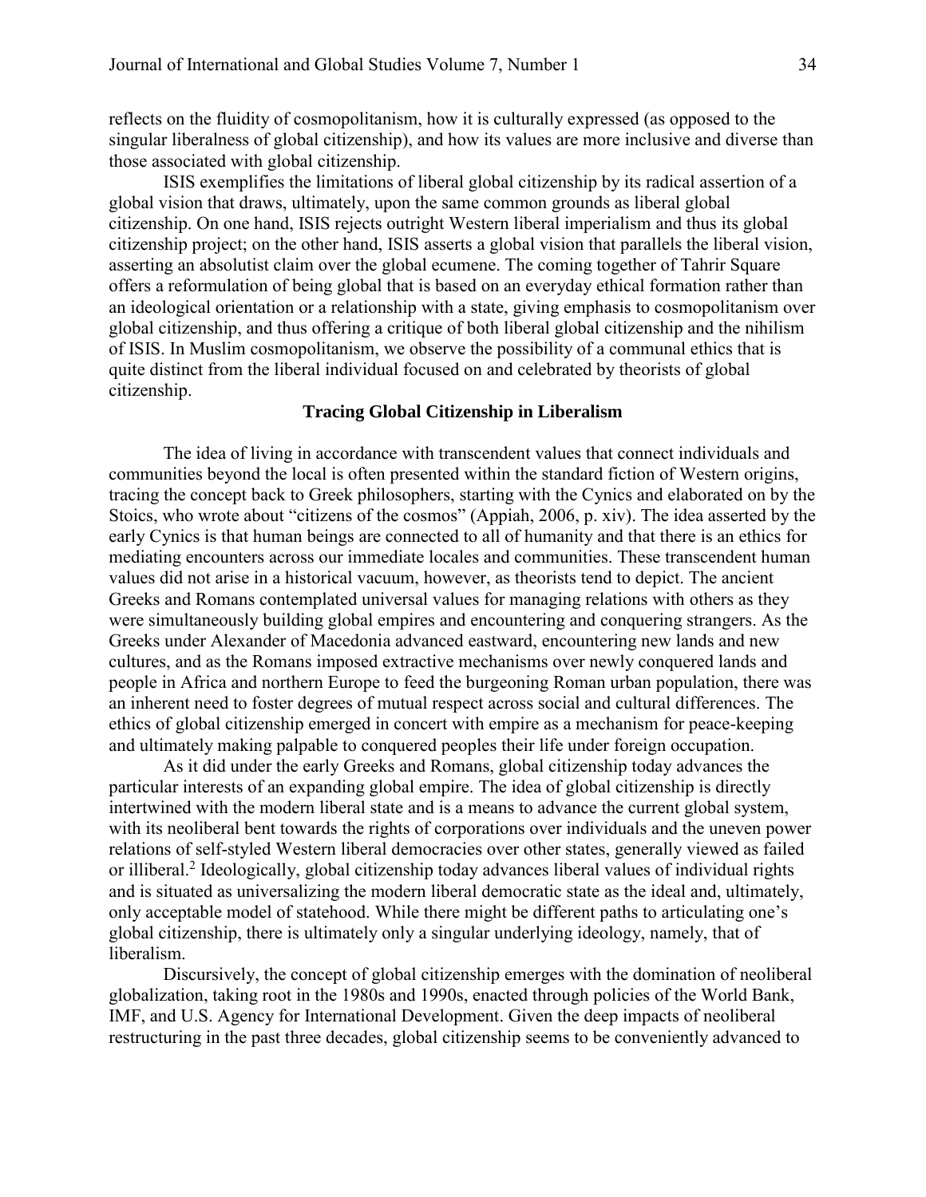reflects on the fluidity of cosmopolitanism, how it is culturally expressed (as opposed to the singular liberalness of global citizenship), and how its values are more inclusive and diverse than those associated with global citizenship.

ISIS exemplifies the limitations of liberal global citizenship by its radical assertion of a global vision that draws, ultimately, upon the same common grounds as liberal global citizenship. On one hand, ISIS rejects outright Western liberal imperialism and thus its global citizenship project; on the other hand, ISIS asserts a global vision that parallels the liberal vision, asserting an absolutist claim over the global ecumene. The coming together of Tahrir Square offers a reformulation of being global that is based on an everyday ethical formation rather than an ideological orientation or a relationship with a state, giving emphasis to cosmopolitanism over global citizenship, and thus offering a critique of both liberal global citizenship and the nihilism of ISIS. In Muslim cosmopolitanism, we observe the possibility of a communal ethics that is quite distinct from the liberal individual focused on and celebrated by theorists of global citizenship.

## Tracing Global Citizenship in Liberalism

The idea of living in accordance with transcendent values that connect individuals and communities beyond the local is often presented within the standard fiction of Western origins, tracing the concept back to Greek philosophers, starting with the Cynics and elaborated on by the Stoics, who wrote about "citizens of the cosmos" (Appiah, 2006, p. xiv). The idea asserted by the early Cynics is that human beings are connected to all of humanity and that there is an ethics for mediating encounters across our immediate locales and communities. These transcendent human values did not arise in a historical vacuum, however, as theorists tend to depict. The ancient Greeks and Romans contemplated universal values for managing relations with others as they were simultaneously building global empires and encountering and conquering strangers. As the Greeks under Alexander of Macedonia advanced eastward, encountering new lands and new cultures, and as the Romans imposed extractive mechanisms over newly conquered lands and people in Africa and northern Europe to feed the burgeoning Roman urban population, there was an inherent need to foster degrees of mutual respect across social and cultural differences. The ethics of global citizenship emerged in concert with empire as a mechanism for peace-keeping and ultimately making palpable to conquered peoples their life under foreign occupation.

As it did under the early Greeks and Romans, global citizenship today advances the particular interests of an expanding global empire. The idea of global citizenship is directly intertwined with the modern liberal state and is a means to advance the current global system, with its neoliberal bent towards the rights of corporations over individuals and the uneven power relations of self-styled Western liberal democracies over other states, generally viewed as failed or illiberal.[2] Ideologically, global citizenship today advances liberal values of individual rights and is situated as universalizing the modern liberal democratic state as the ideal and, ultimately, only acceptable model of statehood. While there might be different paths to articulating one's global citizenship, there is ultimately only a singular underlying ideology, namely, that of liberalism.

Discursively, the concept of global citizenship emerges with the domination of neoliberal globalization, taking root in the 1980s and 1990s, enacted through policies of the World Bank, IMF, and U.S. Agency for International Development. Given the deep impacts of neoliberal restructuring in the past three decades, global citizenship seems to be conveniently advanced to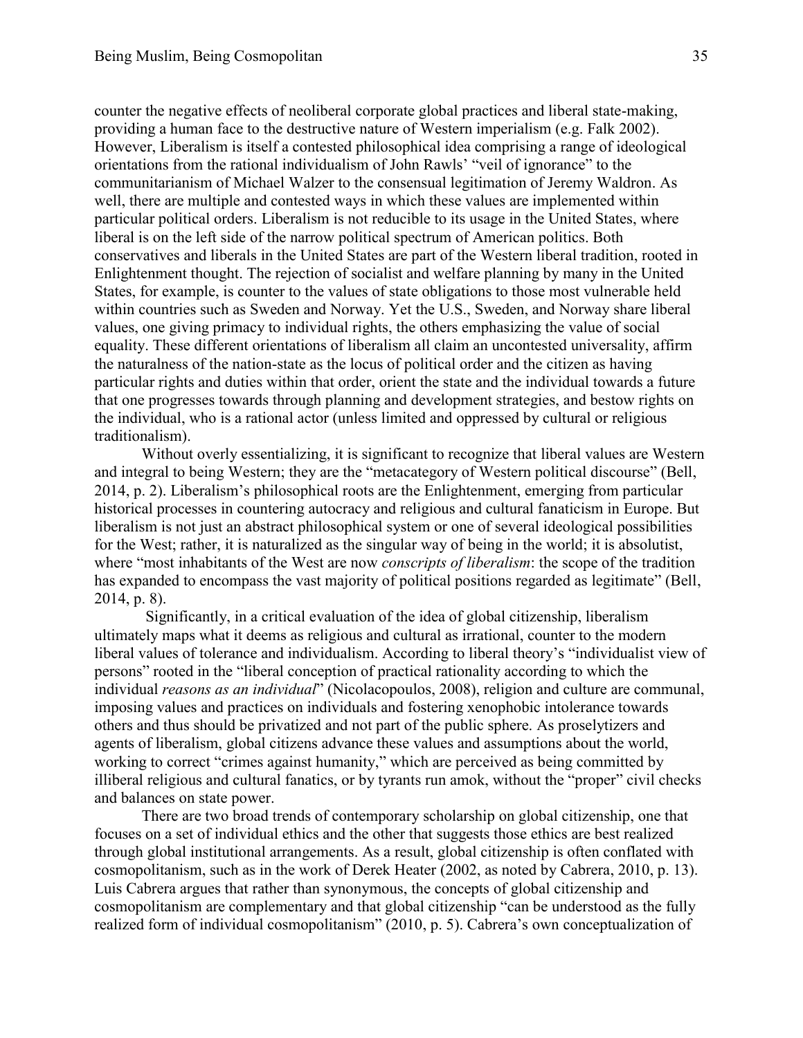counter the negative effects of neoliberal corporate global practices and liberal state-making, providing a human face to the destructive nature of Western imperialism (e.g. Falk 2002). However, Liberalism is itself a contested philosophical idea comprising a range of ideological orientations from the rational individualism of John Rawls' "veil of ignorance" to the communitarianism of Michael Walzer to the consensual legitimation of Jeremy Waldron. As well, there are multiple and contested ways in which these values are implemented within particular political orders. Liberalism is not reducible to its usage in the United States, where liberal is on the left side of the narrow political spectrum of American politics. Both conservatives and liberals in the United States are part of the Western liberal tradition, rooted in Enlightenment thought. The rejection of socialist and welfare planning by many in the United States, for example, is counter to the values of state obligations to those most vulnerable held within countries such as Sweden and Norway. Yet the U.S., Sweden, and Norway share liberal values, one giving primacy to individual rights, the others emphasizing the value of social equality. These different orientations of liberalism all claim an uncontested universality, affirm the naturalness of the nation-state as the locus of political order and the citizen as having particular rights and duties within that order, orient the state and the individual towards a future that one progresses towards through planning and development strategies, and bestow rights on the individual, who is a rational actor (unless limited and oppressed by cultural or religious traditionalism).

Without overly essentializing, it is significant to recognize that liberal values are Western and integral to being Western; they are the "metacategory of Western political discourse" (Bell, 2014, p. 2). Liberalism's philosophical roots are the Enlightenment, emerging from particular historical processes in countering autocracy and religious and cultural fanaticism in Europe. But liberalism is not just an abstract philosophical system or one of several ideological possibilities for the West; rather, it is naturalized as the singular way of being in the world; it is absolutist, where "most inhabitants of the West are now *conscripts of liberalism*: the scope of the tradition has expanded to encompass the vast majority of political positions regarded as legitimate" (Bell, 2014, p. 8).

Significantly, in a critical evaluation of the idea of global citizenship, liberalism ultimately maps what it deems as religious and cultural as irrational, counter to the modern liberal values of tolerance and individualism. According to liberal theory's "individualist view of persons" rooted in the "liberal conception of practical rationality according to which the individual *reasons as an individual*" (Nicolacopoulos, 2008), religion and culture are communal, imposing values and practices on individuals and fostering xenophobic intolerance towards others and thus should be privatized and not part of the public sphere. As proselytizers and agents of liberalism, global citizens advance these values and assumptions about the world, working to correct "crimes against humanity," which are perceived as being committed by illiberal religious and cultural fanatics, or by tyrants run amok, without the "proper" civil checks and balances on state power.

There are two broad trends of contemporary scholarship on global citizenship, one that focuses on a set of individual ethics and the other that suggests those ethics are best realized through global institutional arrangements. As a result, global citizenship is often conflated with cosmopolitanism, such as in the work of Derek Heater (2002, as noted by Cabrera, 2010, p. 13). Luis Cabrera argues that rather than synonymous, the concepts of global citizenship and cosmopolitanism are complementary and that global citizenship "can be understood as the fully realized form of individual cosmopolitanism" (2010, p. 5). Cabrera's own conceptualization of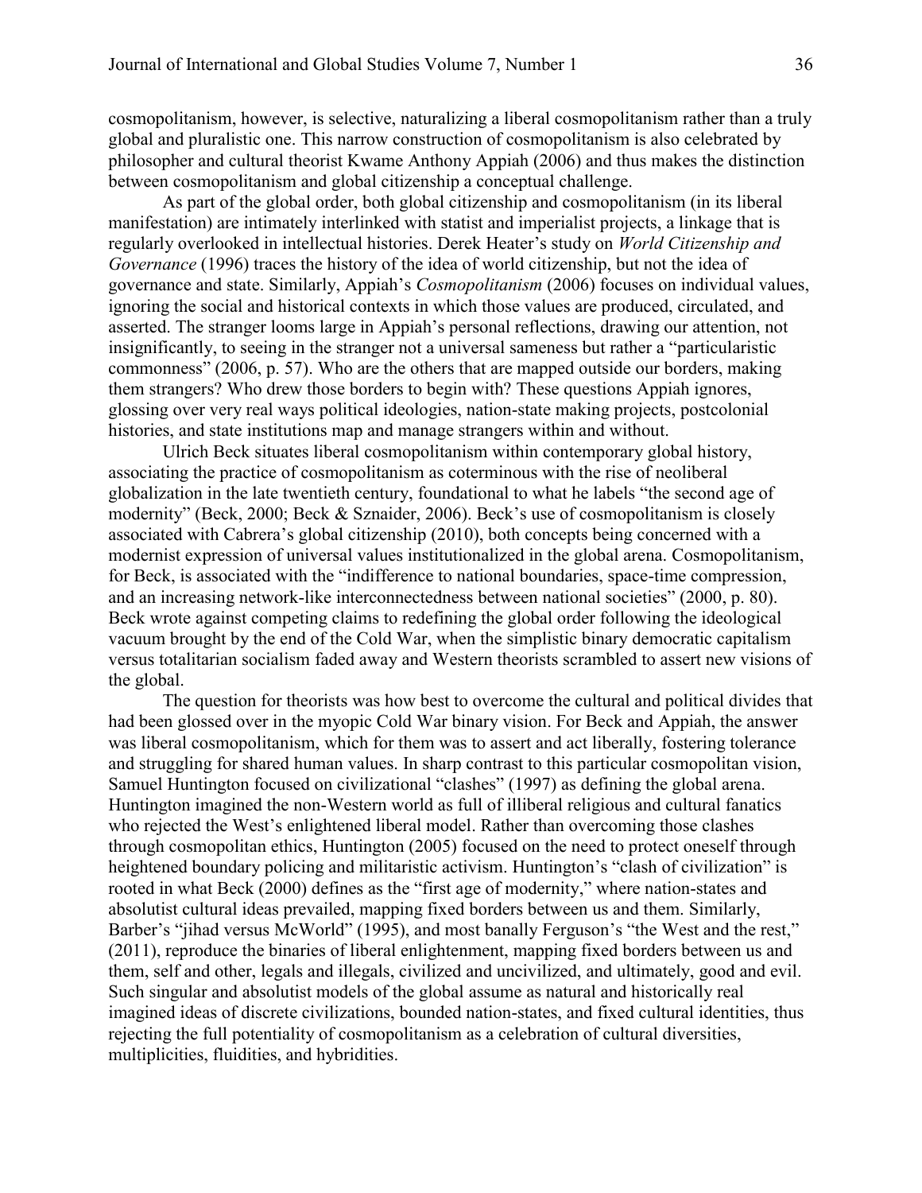cosmopolitanism, however, is selective, naturalizing a liberal cosmopolitanism rather than a truly global and pluralistic one. This narrow construction of cosmopolitanism is also celebrated by philosopher and cultural theorist Kwame Anthony Appiah (2006) and thus makes the distinction between cosmopolitanism and global citizenship a conceptual challenge.

As part of the global order, both global citizenship and cosmopolitanism (in its liberal manifestation) are intimately interlinked with statist and imperialist projects, a linkage that is regularly overlooked in intellectual histories. Derek Heater's study on *World Citizenship and Governance* (1996) traces the history of the idea of world citizenship, but not the idea of governance and state. Similarly, Appiah's *Cosmopolitanism* (2006) focuses on individual values, ignoring the social and historical contexts in which those values are produced, circulated, and asserted. The stranger looms large in Appiah's personal reflections, drawing our attention, not insignificantly, to seeing in the stranger not a universal sameness but rather a "particularistic commonness" (2006, p. 57). Who are the others that are mapped outside our borders, making them strangers? Who drew those borders to begin with? These questions Appiah ignores, glossing over very real ways political ideologies, nation-state making projects, postcolonial histories, and state institutions map and manage strangers within and without.

Ulrich Beck situates liberal cosmopolitanism within contemporary global history, associating the practice of cosmopolitanism as coterminous with the rise of neoliberal globalization in the late twentieth century, foundational to what he labels "the second age of modernity" (Beck, 2000; Beck & Sznaider, 2006). Beck's use of cosmopolitanism is closely associated with Cabrera's global citizenship (2010), both concepts being concerned with a modernist expression of universal values institutionalized in the global arena. Cosmopolitanism, for Beck, is associated with the "indifference to national boundaries, space-time compression, and an increasing network-like interconnectedness between national societies" (2000, p. 80). Beck wrote against competing claims to redefining the global order following the ideological vacuum brought by the end of the Cold War, when the simplistic binary democratic capitalism versus totalitarian socialism faded away and Western theorists scrambled to assert new visions of the global.

The question for theorists was how best to overcome the cultural and political divides that had been glossed over in the myopic Cold War binary vision. For Beck and Appiah, the answer was liberal cosmopolitanism, which for them was to assert and act liberally, fostering tolerance and struggling for shared human values. In sharp contrast to this particular cosmopolitan vision, Samuel Huntington focused on civilizational "clashes" (1997) as defining the global arena. Huntington imagined the non-Western world as full of illiberal religious and cultural fanatics who rejected the West's enlightened liberal model. Rather than overcoming those clashes through cosmopolitan ethics, Huntington (2005) focused on the need to protect oneself through heightened boundary policing and militaristic activism. Huntington's "clash of civilization" is rooted in what Beck (2000) defines as the "first age of modernity," where nation-states and absolutist cultural ideas prevailed, mapping fixed borders between us and them. Similarly, Barber's "jihad versus McWorld" (1995), and most banally Ferguson's "the West and the rest," (2011), reproduce the binaries of liberal enlightenment, mapping fixed borders between us and them, self and other, legals and illegals, civilized and uncivilized, and ultimately, good and evil. Such singular and absolutist models of the global assume as natural and historically real imagined ideas of discrete civilizations, bounded nation-states, and fixed cultural identities, thus rejecting the full potentiality of cosmopolitanism as a celebration of cultural diversities, multiplicities, fluidities, and hybridities.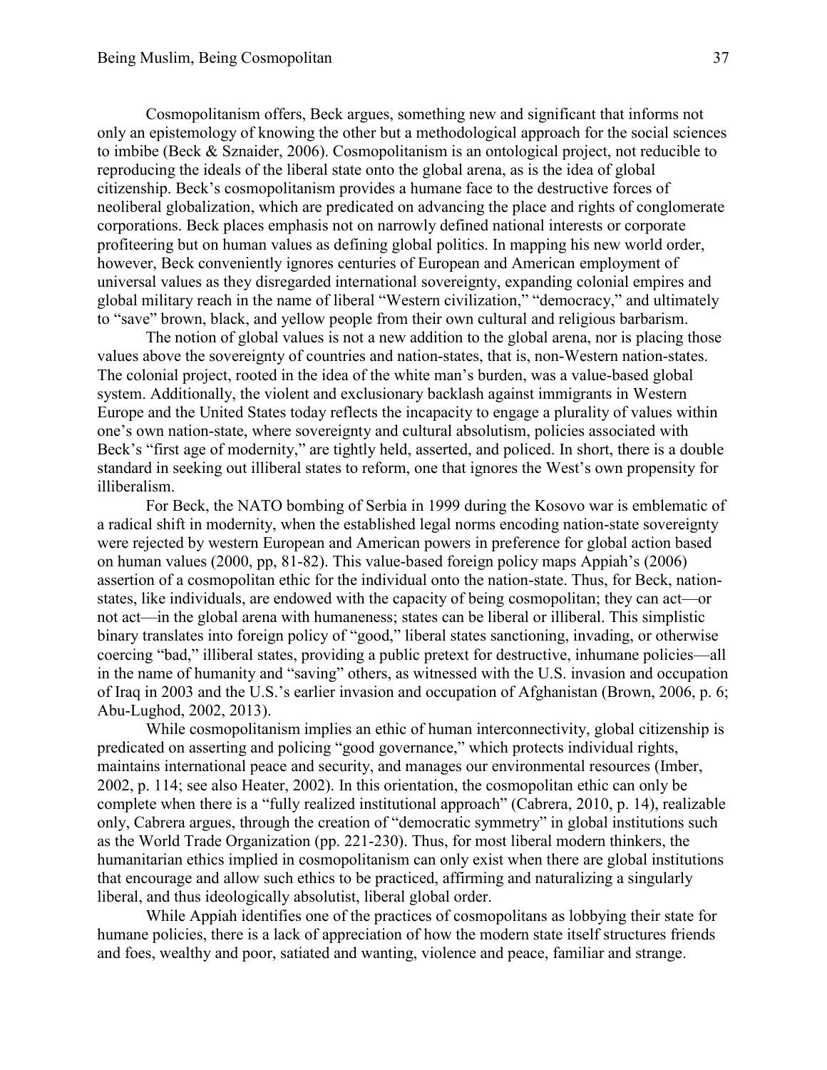Cosmopolitanism offers, Beck argues, something new and significant that informs not only an epistemology of knowing the other but a methodological approach for the social sciences to imbibe (Beck & Sznaider, 2006). Cosmopolitanism is an ontological project, not reducible to reproducing the ideals of the liberal state onto the global arena, as is the idea of global citizenship. Beck's cosmopolitanism provides a humane face to the destructive forces of neoliberal globalization, which are predicated on advancing the place and rights of conglomerate corporations. Beck places emphasis not on narrowly defined national interests or corporate profiteering but on human values as defining global politics. In mapping his new world order, however, Beck conveniently ignores centuries of European and American employment of universal values as they disregarded international sovereignty, expanding colonial empires and global military reach in the name of liberal "Western civilization," "democracy," and ultimately to "save" brown, black, and yellow people from their own cultural and religious barbarism.

The notion of global values is not a new addition to the global arena, nor is placing those values above the sovereignty of countries and nation-states, that is, non-Western nation-states. The colonial project, rooted in the idea of the white man's burden, was a value-based global system. Additionally, the violent and exclusionary backlash against immigrants in Western Europe and the United States today reflects the incapacity to engage a plurality of values within one's own nation-state, where sovereignty and cultural absolutism, policies associated with Beck's "first age of modernity," are tightly held, asserted, and policed. In short, there is a double standard in seeking out illiberal states to reform, one that ignores the West's own propensity for illiberalism.

For Beck, the NATO bombing of Serbia in 1999 during the Kosovo war is emblematic of a radical shift in modernity, when the established legal norms encoding nation-state sovereignty were rejected by western European and American powers in preference for global action based on human values (2000, pp, 81-82). This value-based foreign policy maps Appiah's (2006) assertion of a cosmopolitan ethic for the individual onto the nation-state. Thus, for Beck, nation-states, like individuals, are endowed with the capacity of being cosmopolitan; they can act—or not act—in the global arena with humaneness; states can be liberal or illiberal. This simplistic binary translates into foreign policy of "good," liberal states sanctioning, invading, or otherwise coercing "bad," illiberal states, providing a public pretext for destructive, inhumane policies—all in the name of humanity and "saving" others, as witnessed with the U.S. invasion and occupation of Iraq in 2003 and the U.S.'s earlier invasion and occupation of Afghanistan (Brown, 2006, p. 6; Abu-Lughod, 2002, 2013).

While cosmopolitanism implies an ethic of human interconnectivity, global citizenship is predicated on asserting and policing "good governance," which protects individual rights, maintains international peace and security, and manages our environmental resources (Imber, 2002, p. 114; see also Heater, 2002). In this orientation, the cosmopolitan ethic can only be complete when there is a "fully realized institutional approach" (Cabrera, 2010, p. 14), realizable only, Cabrera argues, through the creation of "democratic symmetry" in global institutions such as the World Trade Organization (pp. 221-230). Thus, for most liberal modern thinkers, the humanitarian ethics implied in cosmopolitanism can only exist when there are global institutions that encourage and allow such ethics to be practiced, affirming and naturalizing a singularly liberal, and thus ideologically absolutist, liberal global order.

While Appiah identifies one of the practices of cosmopolitans as lobbying their state for humane policies, there is a lack of appreciation of how the modern state itself structures friends and foes, wealthy and poor, satiated and wanting, violence and peace, familiar and strange.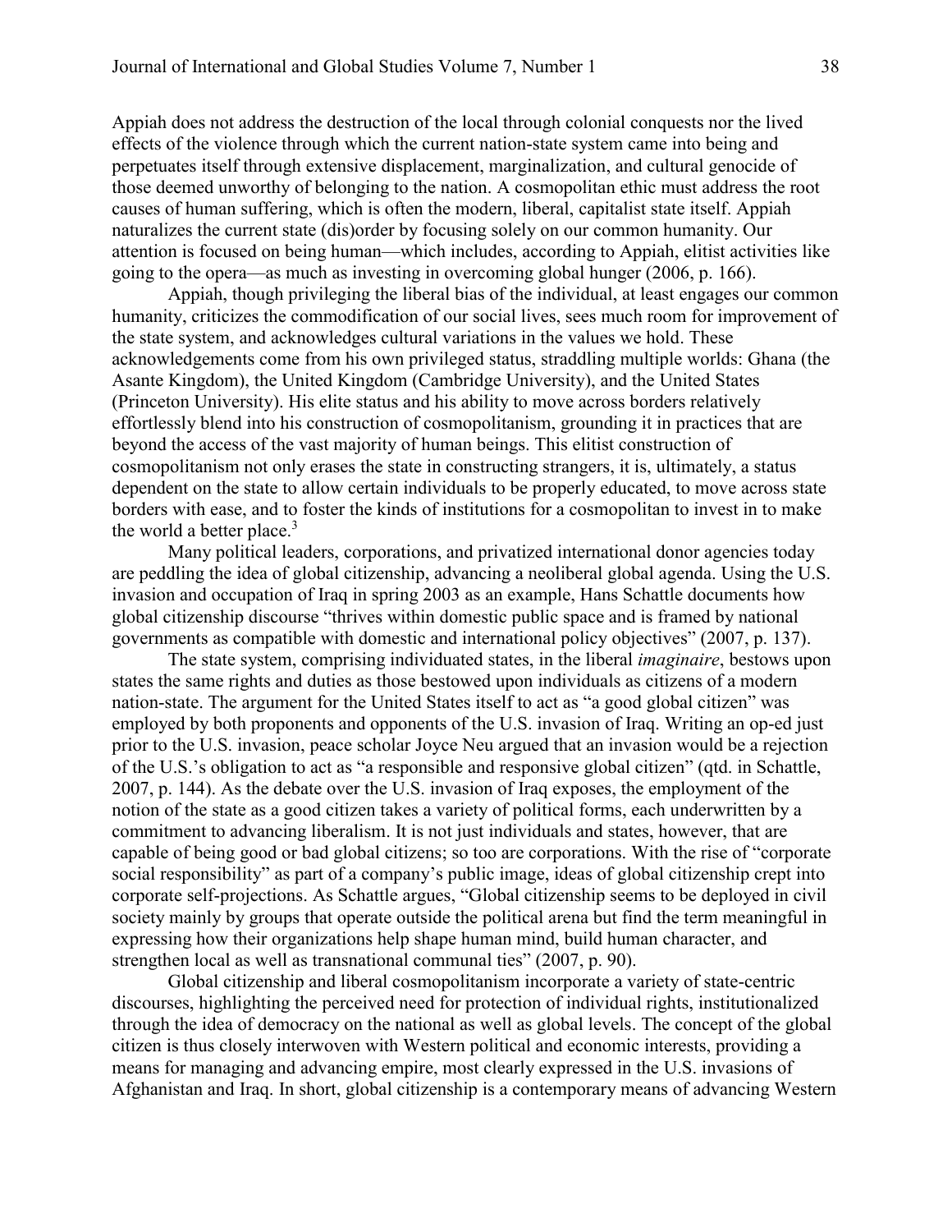Appiah does not address the destruction of the local through colonial conquests nor the lived effects of the violence through which the current nation-state system came into being and perpetuates itself through extensive displacement, marginalization, and cultural genocide of those deemed unworthy of belonging to the nation. A cosmopolitan ethic must address the root causes of human suffering, which is often the modern, liberal, capitalist state itself. Appiah naturalizes the current state (dis)order by focusing solely on our common humanity. Our attention is focused on being human—which includes, according to Appiah, elitist activities like going to the opera—as much as investing in overcoming global hunger (2006, p. 166).

Appiah, though privileging the liberal bias of the individual, at least engages our common humanity, criticizes the commodification of our social lives, sees much room for improvement of the state system, and acknowledges cultural variations in the values we hold. These acknowledgements come from his own privileged status, straddling multiple worlds: Ghana (the Asante Kingdom), the United Kingdom (Cambridge University), and the United States (Princeton University). His elite status and his ability to move across borders relatively effortlessly blend into his construction of cosmopolitanism, grounding it in practices that are beyond the access of the vast majority of human beings. This elitist construction of cosmopolitanism not only erases the state in constructing strangers, it is, ultimately, a status dependent on the state to allow certain individuals to be properly educated, to move across state borders with ease, and to foster the kinds of institutions for a cosmopolitan to invest in to make the world a better place.[3]

Many political leaders, corporations, and privatized international donor agencies today are peddling the idea of global citizenship, advancing a neoliberal global agenda. Using the U.S. invasion and occupation of Iraq in spring 2003 as an example, Hans Schattle documents how global citizenship discourse "thrives within domestic public space and is framed by national governments as compatible with domestic and international policy objectives" (2007, p. 137).

The state system, comprising individuated states, in the liberal *imaginaire*, bestows upon states the same rights and duties as those bestowed upon individuals as citizens of a modern nation-state. The argument for the United States itself to act as "a good global citizen" was employed by both proponents and opponents of the U.S. invasion of Iraq. Writing an op-ed just prior to the U.S. invasion, peace scholar Joyce Neu argued that an invasion would be a rejection of the U.S.'s obligation to act as "a responsible and responsive global citizen" (qtd. in Schattle, 2007, p. 144). As the debate over the U.S. invasion of Iraq exposes, the employment of the notion of the state as a good citizen takes a variety of political forms, each underwritten by a commitment to advancing liberalism. It is not just individuals and states, however, that are capable of being good or bad global citizens; so too are corporations. With the rise of "corporate social responsibility" as part of a company's public image, ideas of global citizenship crept into corporate self-projections. As Schattle argues, "Global citizenship seems to be deployed in civil society mainly by groups that operate outside the political arena but find the term meaningful in expressing how their organizations help shape human mind, build human character, and strengthen local as well as transnational communal ties" (2007, p. 90).

Global citizenship and liberal cosmopolitanism incorporate a variety of state-centric discourses, highlighting the perceived need for protection of individual rights, institutionalized through the idea of democracy on the national as well as global levels. The concept of the global citizen is thus closely interwoven with Western political and economic interests, providing a means for managing and advancing empire, most clearly expressed in the U.S. invasions of Afghanistan and Iraq. In short, global citizenship is a contemporary means of advancing Western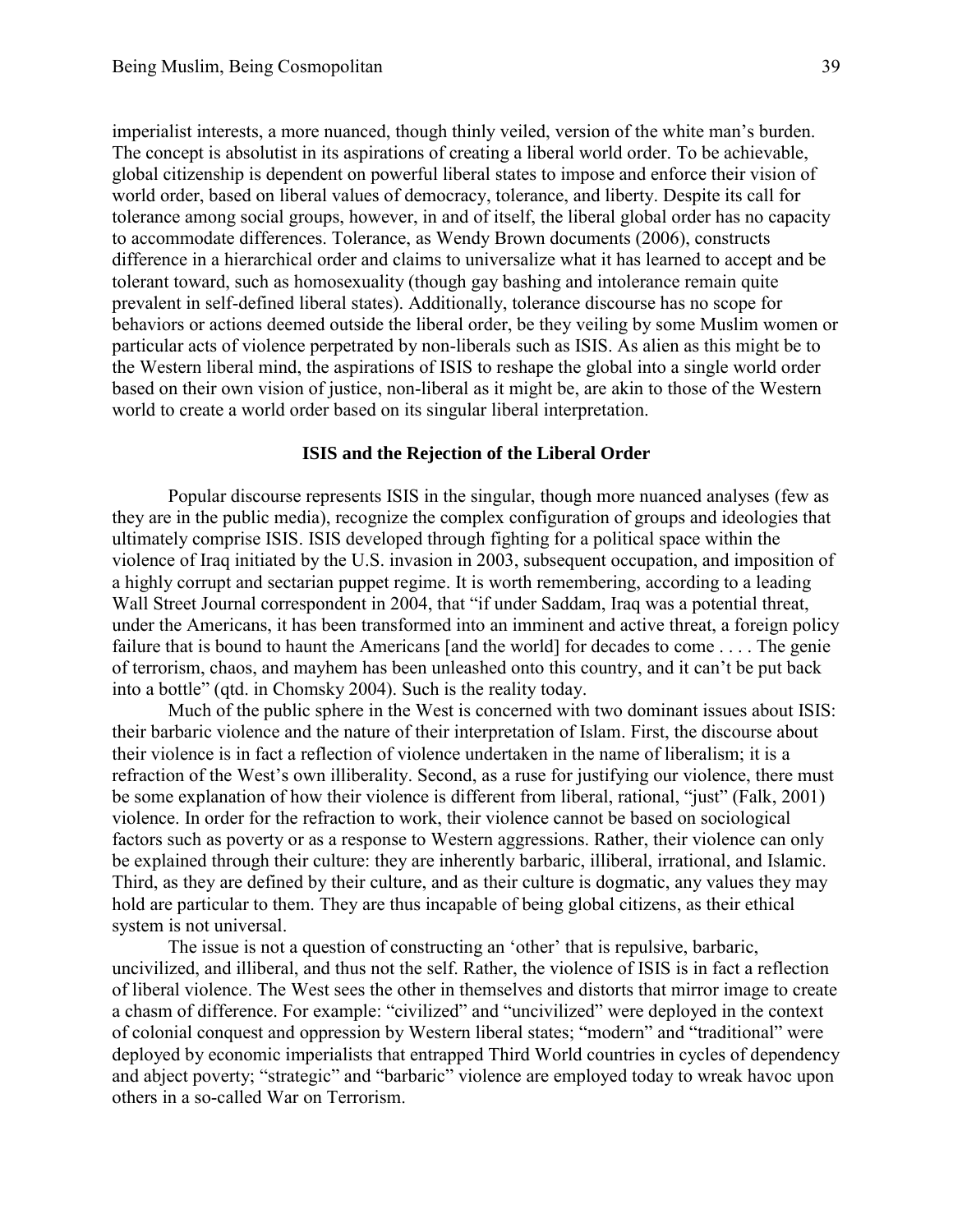imperialist interests, a more nuanced, though thinly veiled, version of the white man's burden. The concept is absolutist in its aspirations of creating a liberal world order. To be achievable, global citizenship is dependent on powerful liberal states to impose and enforce their vision of world order, based on liberal values of democracy, tolerance, and liberty. Despite its call for tolerance among social groups, however, in and of itself, the liberal global order has no capacity to accommodate differences. Tolerance, as Wendy Brown documents (2006), constructs difference in a hierarchical order and claims to universalize what it has learned to accept and be tolerant toward, such as homosexuality (though gay bashing and intolerance remain quite prevalent in self-defined liberal states). Additionally, tolerance discourse has no scope for behaviors or actions deemed outside the liberal order, be they veiling by some Muslim women or particular acts of violence perpetrated by non-liberals such as ISIS. As alien as this might be to the Western liberal mind, the aspirations of ISIS to reshape the global into a single world order based on their own vision of justice, non-liberal as it might be, are akin to those of the Western world to create a world order based on its singular liberal interpretation.

## ISIS and the Rejection of the Liberal Order

Popular discourse represents ISIS in the singular, though more nuanced analyses (few as they are in the public media), recognize the complex configuration of groups and ideologies that ultimately comprise ISIS. ISIS developed through fighting for a political space within the violence of Iraq initiated by the U.S. invasion in 2003, subsequent occupation, and imposition of a highly corrupt and sectarian puppet regime. It is worth remembering, according to a leading Wall Street Journal correspondent in 2004, that "if under Saddam, Iraq was a potential threat, under the Americans, it has been transformed into an imminent and active threat, a foreign policy failure that is bound to haunt the Americans [and the world] for decades to come . . . . The genie of terrorism, chaos, and mayhem has been unleashed onto this country, and it can't be put back into a bottle" (qtd. in Chomsky 2004). Such is the reality today.

Much of the public sphere in the West is concerned with two dominant issues about ISIS: their barbaric violence and the nature of their interpretation of Islam. First, the discourse about their violence is in fact a reflection of violence undertaken in the name of liberalism; it is a refraction of the West's own illiberality. Second, as a ruse for justifying our violence, there must be some explanation of how their violence is different from liberal, rational, "just" (Falk, 2001) violence. In order for the refraction to work, their violence cannot be based on sociological factors such as poverty or as a response to Western aggressions. Rather, their violence can only be explained through their culture: they are inherently barbaric, illiberal, irrational, and Islamic. Third, as they are defined by their culture, and as their culture is dogmatic, any values they may hold are particular to them. They are thus incapable of being global citizens, as their ethical system is not universal.

The issue is not a question of constructing an 'other' that is repulsive, barbaric, uncivilized, and illiberal, and thus not the self. Rather, the violence of ISIS is in fact a reflection of liberal violence. The West sees the other in themselves and distorts that mirror image to create a chasm of difference. For example: "civilized" and "uncivilized" were deployed in the context of colonial conquest and oppression by Western liberal states; "modern" and "traditional" were deployed by economic imperialists that entrapped Third World countries in cycles of dependency and abject poverty; "strategic" and "barbaric" violence are employed today to wreak havoc upon others in a so-called War on Terrorism.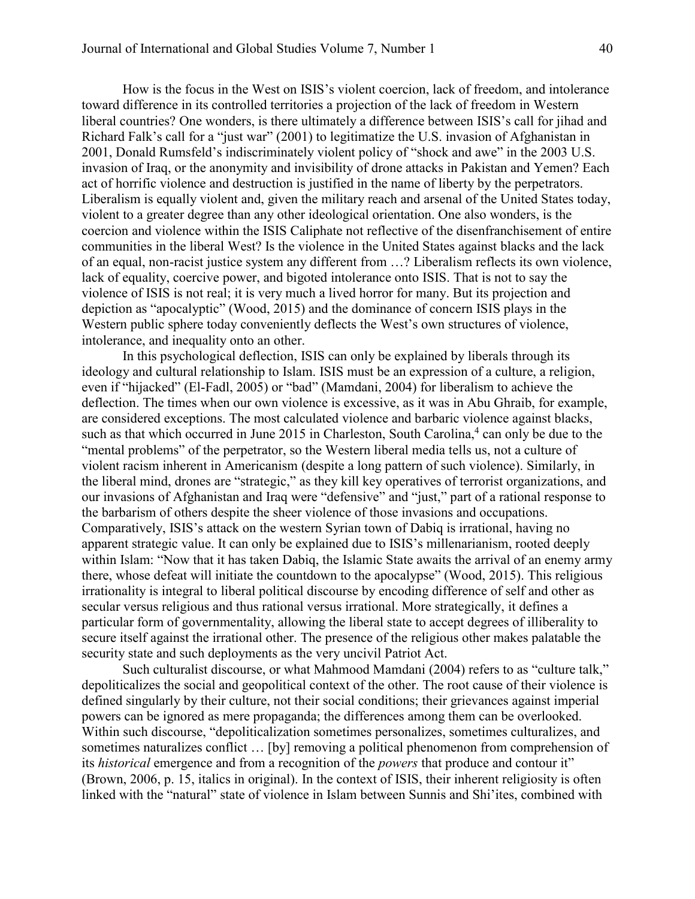How is the focus in the West on ISIS's violent coercion, lack of freedom, and intolerance toward difference in its controlled territories a projection of the lack of freedom in Western liberal countries? One wonders, is there ultimately a difference between ISIS's call for jihad and Richard Falk's call for a "just war" (2001) to legitimatize the U.S. invasion of Afghanistan in 2001, Donald Rumsfeld's indiscriminately violent policy of "shock and awe" in the 2003 U.S. invasion of Iraq, or the anonymity and invisibility of drone attacks in Pakistan and Yemen? Each act of horrific violence and destruction is justified in the name of liberty by the perpetrators. Liberalism is equally violent and, given the military reach and arsenal of the United States today, violent to a greater degree than any other ideological orientation. One also wonders, is the coercion and violence within the ISIS Caliphate not reflective of the disenfranchisement of entire communities in the liberal West? Is the violence in the United States against blacks and the lack of an equal, non-racist justice system any different from …? Liberalism reflects its own violence, lack of equality, coercive power, and bigoted intolerance onto ISIS. That is not to say the violence of ISIS is not real; it is very much a lived horror for many. But its projection and depiction as "apocalyptic" (Wood, 2015) and the dominance of concern ISIS plays in the Western public sphere today conveniently deflects the West's own structures of violence, intolerance, and inequality onto an other.

In this psychological deflection, ISIS can only be explained by liberals through its ideology and cultural relationship to Islam. ISIS must be an expression of a culture, a religion, even if "hijacked" (El-Fadl, 2005) or "bad" (Mamdani, 2004) for liberalism to achieve the deflection. The times when our own violence is excessive, as it was in Abu Ghraib, for example, are considered exceptions. The most calculated violence and barbaric violence against blacks, such as that which occurred in June 2015 in Charleston, South Carolina,[4] can only be due to the "mental problems" of the perpetrator, so the Western liberal media tells us, not a culture of violent racism inherent in Americanism (despite a long pattern of such violence). Similarly, in the liberal mind, drones are "strategic," as they kill key operatives of terrorist organizations, and our invasions of Afghanistan and Iraq were "defensive" and "just," part of a rational response to the barbarism of others despite the sheer violence of those invasions and occupations. Comparatively, ISIS's attack on the western Syrian town of Dabiq is irrational, having no apparent strategic value. It can only be explained due to ISIS's millenarianism, rooted deeply within Islam: "Now that it has taken Dabiq, the Islamic State awaits the arrival of an enemy army there, whose defeat will initiate the countdown to the apocalypse" (Wood, 2015). This religious irrationality is integral to liberal political discourse by encoding difference of self and other as secular versus religious and thus rational versus irrational. More strategically, it defines a particular form of governmentality, allowing the liberal state to accept degrees of illiberality to secure itself against the irrational other. The presence of the religious other makes palatable the security state and such deployments as the very uncivil Patriot Act.

Such culturalist discourse, or what Mahmood Mamdani (2004) refers to as "culture talk," depoliticalizes the social and geopolitical context of the other. The root cause of their violence is defined singularly by their culture, not their social conditions; their grievances against imperial powers can be ignored as mere propaganda; the differences among them can be overlooked. Within such discourse, "depoliticalization sometimes personalizes, sometimes culturalizes, and sometimes naturalizes conflict … [by] removing a political phenomenon from comprehension of its *historical* emergence and from a recognition of the *powers* that produce and contour it" (Brown, 2006, p. 15, italics in original). In the context of ISIS, their inherent religiosity is often linked with the "natural" state of violence in Islam between Sunnis and Shi'ites, combined with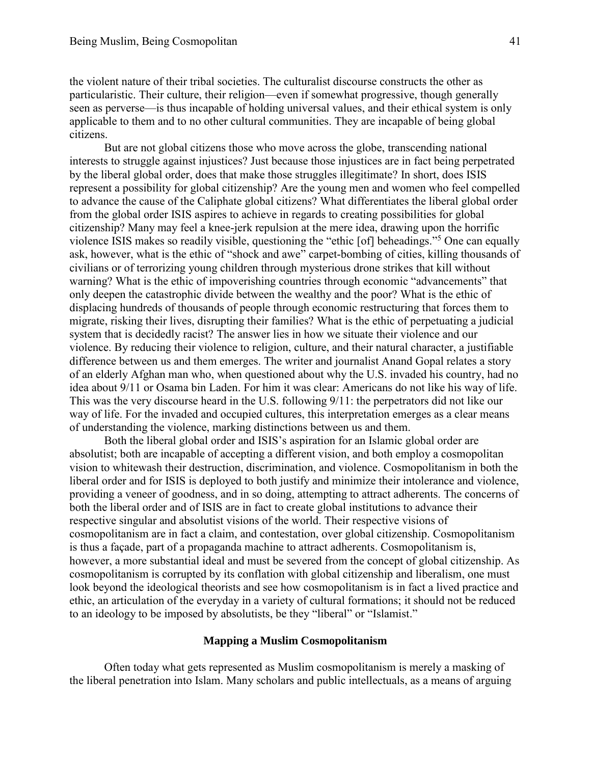the violent nature of their tribal societies. The culturalist discourse constructs the other as particularistic. Their culture, their religion—even if somewhat progressive, though generally seen as perverse—is thus incapable of holding universal values, and their ethical system is only applicable to them and to no other cultural communities. They are incapable of being global citizens.

But are not global citizens those who move across the globe, transcending national interests to struggle against injustices? Just because those injustices are in fact being perpetrated by the liberal global order, does that make those struggles illegitimate? In short, does ISIS represent a possibility for global citizenship? Are the young men and women who feel compelled to advance the cause of the Caliphate global citizens? What differentiates the liberal global order from the global order ISIS aspires to achieve in regards to creating possibilities for global citizenship? Many may feel a knee-jerk repulsion at the mere idea, drawing upon the horrific violence ISIS makes so readily visible, questioning the "ethic [of] beheadings."[5] One can equally ask, however, what is the ethic of "shock and awe" carpet-bombing of cities, killing thousands of civilians or of terrorizing young children through mysterious drone strikes that kill without warning? What is the ethic of impoverishing countries through economic "advancements" that only deepen the catastrophic divide between the wealthy and the poor? What is the ethic of displacing hundreds of thousands of people through economic restructuring that forces them to migrate, risking their lives, disrupting their families? What is the ethic of perpetuating a judicial system that is decidedly racist? The answer lies in how we situate their violence and our violence. By reducing their violence to religion, culture, and their natural character, a justifiable difference between us and them emerges. The writer and journalist Anand Gopal relates a story of an elderly Afghan man who, when questioned about why the U.S. invaded his country, had no idea about 9/11 or Osama bin Laden. For him it was clear: Americans do not like his way of life. This was the very discourse heard in the U.S. following 9/11: the perpetrators did not like our way of life. For the invaded and occupied cultures, this interpretation emerges as a clear means of understanding the violence, marking distinctions between us and them.

Both the liberal global order and ISIS's aspiration for an Islamic global order are absolutist; both are incapable of accepting a different vision, and both employ a cosmopolitan vision to whitewash their destruction, discrimination, and violence. Cosmopolitanism in both the liberal order and for ISIS is deployed to both justify and minimize their intolerance and violence, providing a veneer of goodness, and in so doing, attempting to attract adherents. The concerns of both the liberal order and of ISIS are in fact to create global institutions to advance their respective singular and absolutist visions of the world. Their respective visions of cosmopolitanism are in fact a claim, and contestation, over global citizenship. Cosmopolitanism is thus a façade, part of a propaganda machine to attract adherents. Cosmopolitanism is, however, a more substantial ideal and must be severed from the concept of global citizenship. As cosmopolitanism is corrupted by its conflation with global citizenship and liberalism, one must look beyond the ideological theorists and see how cosmopolitanism is in fact a lived practice and ethic, an articulation of the everyday in a variety of cultural formations; it should not be reduced to an ideology to be imposed by absolutists, be they "liberal" or "Islamist."

## Mapping a Muslim Cosmopolitanism

Often today what gets represented as Muslim cosmopolitanism is merely a masking of the liberal penetration into Islam. Many scholars and public intellectuals, as a means of arguing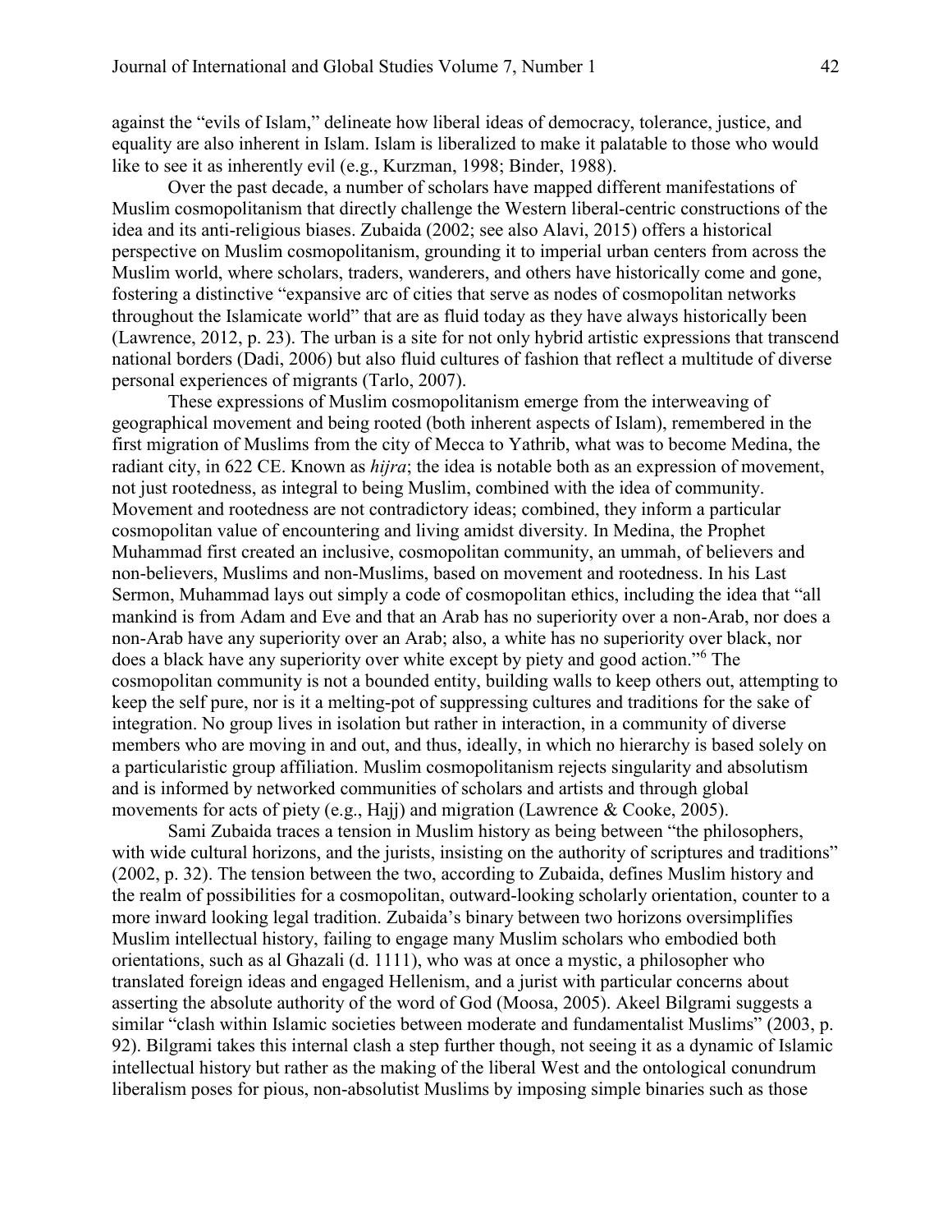against the "evils of Islam," delineate how liberal ideas of democracy, tolerance, justice, and equality are also inherent in Islam. Islam is liberalized to make it palatable to those who would like to see it as inherently evil (e.g., Kurzman, 1998; Binder, 1988).

Over the past decade, a number of scholars have mapped different manifestations of Muslim cosmopolitanism that directly challenge the Western liberal-centric constructions of the idea and its anti-religious biases. Zubaida (2002; see also Alavi, 2015) offers a historical perspective on Muslim cosmopolitanism, grounding it to imperial urban centers from across the Muslim world, where scholars, traders, wanderers, and others have historically come and gone, fostering a distinctive "expansive arc of cities that serve as nodes of cosmopolitan networks throughout the Islamicate world" that are as fluid today as they have always historically been (Lawrence, 2012, p. 23). The urban is a site for not only hybrid artistic expressions that transcend national borders (Dadi, 2006) but also fluid cultures of fashion that reflect a multitude of diverse personal experiences of migrants (Tarlo, 2007).

These expressions of Muslim cosmopolitanism emerge from the interweaving of geographical movement and being rooted (both inherent aspects of Islam), remembered in the first migration of Muslims from the city of Mecca to Yathrib, what was to become Medina, the radiant city, in 622 CE. Known as *hijra*; the idea is notable both as an expression of movement, not just rootedness, as integral to being Muslim, combined with the idea of community. Movement and rootedness are not contradictory ideas; combined, they inform a particular cosmopolitan value of encountering and living amidst diversity. In Medina, the Prophet Muhammad first created an inclusive, cosmopolitan community, an ummah, of believers and non-believers, Muslims and non-Muslims, based on movement and rootedness. In his Last Sermon, Muhammad lays out simply a code of cosmopolitan ethics, including the idea that "all mankind is from Adam and Eve and that an Arab has no superiority over a non-Arab, nor does a non-Arab have any superiority over an Arab; also, a white has no superiority over black, nor does a black have any superiority over white except by piety and good action."[6] The cosmopolitan community is not a bounded entity, building walls to keep others out, attempting to keep the self pure, nor is it a melting-pot of suppressing cultures and traditions for the sake of integration. No group lives in isolation but rather in interaction, in a community of diverse members who are moving in and out, and thus, ideally, in which no hierarchy is based solely on a particularistic group affiliation. Muslim cosmopolitanism rejects singularity and absolutism and is informed by networked communities of scholars and artists and through global movements for acts of piety (e.g., Hajj) and migration (Lawrence & Cooke, 2005).

Sami Zubaida traces a tension in Muslim history as being between "the philosophers, with wide cultural horizons, and the jurists, insisting on the authority of scriptures and traditions" (2002, p. 32). The tension between the two, according to Zubaida, defines Muslim history and the realm of possibilities for a cosmopolitan, outward-looking scholarly orientation, counter to a more inward looking legal tradition. Zubaida's binary between two horizons oversimplifies Muslim intellectual history, failing to engage many Muslim scholars who embodied both orientations, such as al Ghazali (d. 1111), who was at once a mystic, a philosopher who translated foreign ideas and engaged Hellenism, and a jurist with particular concerns about asserting the absolute authority of the word of God (Moosa, 2005). Akeel Bilgrami suggests a similar "clash within Islamic societies between moderate and fundamentalist Muslims" (2003, p. 92). Bilgrami takes this internal clash a step further though, not seeing it as a dynamic of Islamic intellectual history but rather as the making of the liberal West and the ontological conundrum liberalism poses for pious, non-absolutist Muslims by imposing simple binaries such as those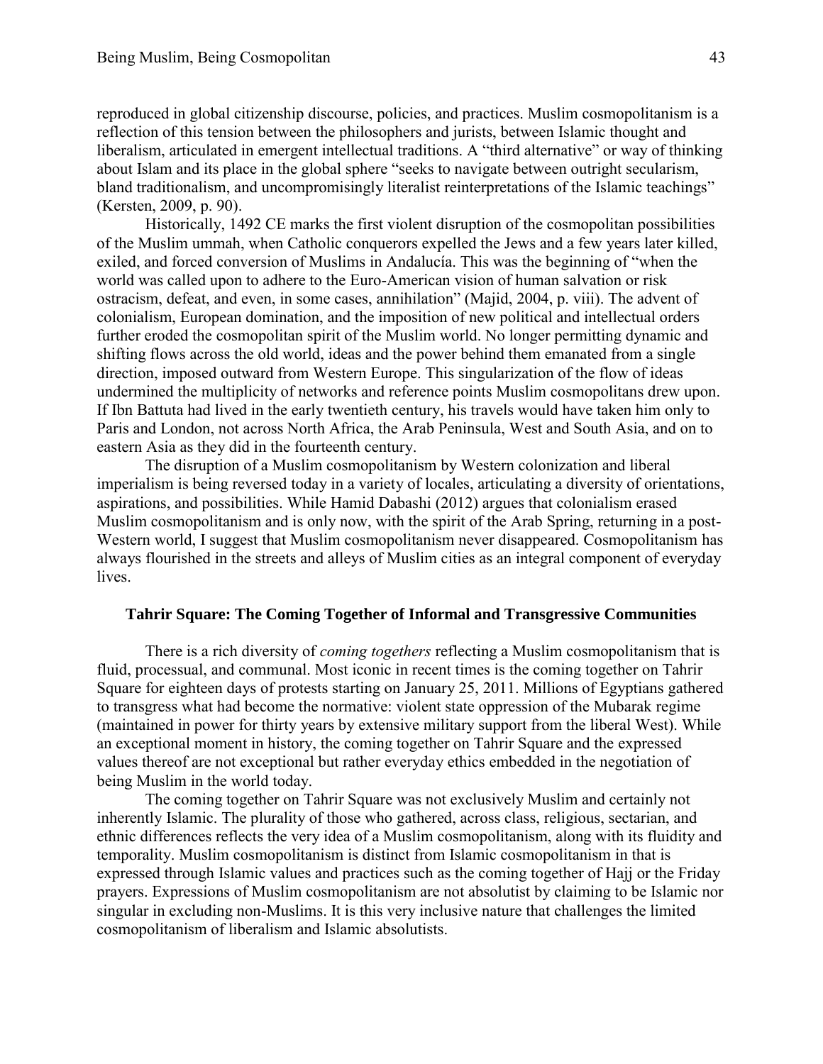reproduced in global citizenship discourse, policies, and practices. Muslim cosmopolitanism is a reflection of this tension between the philosophers and jurists, between Islamic thought and liberalism, articulated in emergent intellectual traditions. A "third alternative" or way of thinking about Islam and its place in the global sphere "seeks to navigate between outright secularism, bland traditionalism, and uncompromisingly literalist reinterpretations of the Islamic teachings" (Kersten, 2009, p. 90).

Historically, 1492 CE marks the first violent disruption of the cosmopolitan possibilities of the Muslim ummah, when Catholic conquerors expelled the Jews and a few years later killed, exiled, and forced conversion of Muslims in Andalucía. This was the beginning of "when the world was called upon to adhere to the Euro-American vision of human salvation or risk ostracism, defeat, and even, in some cases, annihilation" (Majid, 2004, p. viii). The advent of colonialism, European domination, and the imposition of new political and intellectual orders further eroded the cosmopolitan spirit of the Muslim world. No longer permitting dynamic and shifting flows across the old world, ideas and the power behind them emanated from a single direction, imposed outward from Western Europe. This singularization of the flow of ideas undermined the multiplicity of networks and reference points Muslim cosmopolitans drew upon. If Ibn Battuta had lived in the early twentieth century, his travels would have taken him only to Paris and London, not across North Africa, the Arab Peninsula, West and South Asia, and on to eastern Asia as they did in the fourteenth century.

The disruption of a Muslim cosmopolitanism by Western colonization and liberal imperialism is being reversed today in a variety of locales, articulating a diversity of orientations, aspirations, and possibilities. While Hamid Dabashi (2012) argues that colonialism erased Muslim cosmopolitanism and is only now, with the spirit of the Arab Spring, returning in a post-Western world, I suggest that Muslim cosmopolitanism never disappeared. Cosmopolitanism has always flourished in the streets and alleys of Muslim cities as an integral component of everyday lives.

## Tahrir Square: The Coming Together of Informal and Transgressive Communities

There is a rich diversity of *coming togethers* reflecting a Muslim cosmopolitanism that is fluid, processual, and communal. Most iconic in recent times is the coming together on Tahrir Square for eighteen days of protests starting on January 25, 2011. Millions of Egyptians gathered to transgress what had become the normative: violent state oppression of the Mubarak regime (maintained in power for thirty years by extensive military support from the liberal West). While an exceptional moment in history, the coming together on Tahrir Square and the expressed values thereof are not exceptional but rather everyday ethics embedded in the negotiation of being Muslim in the world today.

The coming together on Tahrir Square was not exclusively Muslim and certainly not inherently Islamic. The plurality of those who gathered, across class, religious, sectarian, and ethnic differences reflects the very idea of a Muslim cosmopolitanism, along with its fluidity and temporality. Muslim cosmopolitanism is distinct from Islamic cosmopolitanism in that is expressed through Islamic values and practices such as the coming together of Hajj or the Friday prayers. Expressions of Muslim cosmopolitanism are not absolutist by claiming to be Islamic nor singular in excluding non-Muslims. It is this very inclusive nature that challenges the limited cosmopolitanism of liberalism and Islamic absolutists.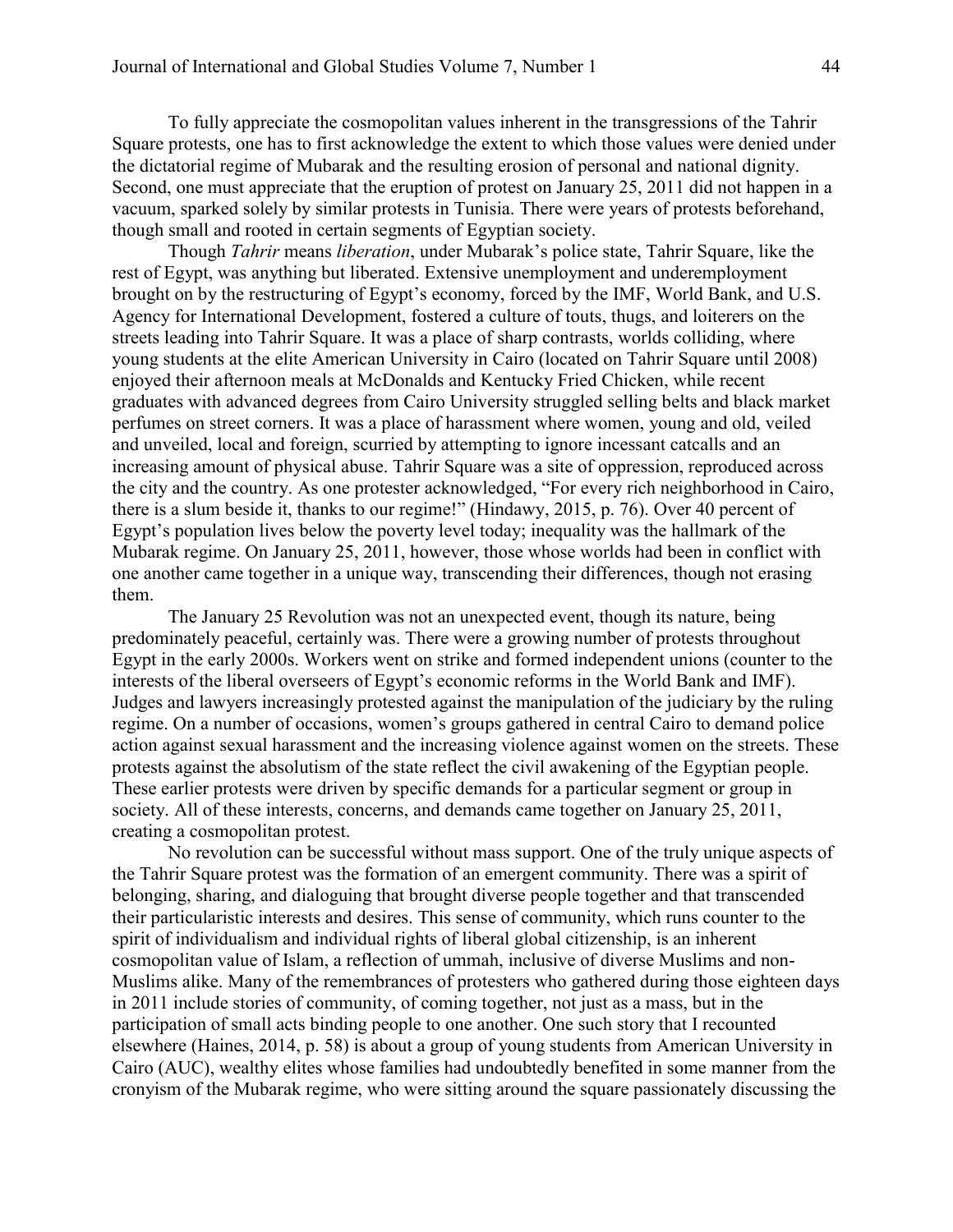To fully appreciate the cosmopolitan values inherent in the transgressions of the Tahrir Square protests, one has to first acknowledge the extent to which those values were denied under the dictatorial regime of Mubarak and the resulting erosion of personal and national dignity. Second, one must appreciate that the eruption of protest on January 25, 2011 did not happen in a vacuum, sparked solely by similar protests in Tunisia. There were years of protests beforehand, though small and rooted in certain segments of Egyptian society.

Though *Tahrir* means *liberation*, under Mubarak's police state, Tahrir Square, like the rest of Egypt, was anything but liberated. Extensive unemployment and underemployment brought on by the restructuring of Egypt's economy, forced by the IMF, World Bank, and U.S. Agency for International Development, fostered a culture of touts, thugs, and loiterers on the streets leading into Tahrir Square. It was a place of sharp contrasts, worlds colliding, where young students at the elite American University in Cairo (located on Tahrir Square until 2008) enjoyed their afternoon meals at McDonalds and Kentucky Fried Chicken, while recent graduates with advanced degrees from Cairo University struggled selling belts and black market perfumes on street corners. It was a place of harassment where women, young and old, veiled and unveiled, local and foreign, scurried by attempting to ignore incessant catcalls and an increasing amount of physical abuse. Tahrir Square was a site of oppression, reproduced across the city and the country. As one protester acknowledged, "For every rich neighborhood in Cairo, there is a slum beside it, thanks to our regime!" (Hindawy, 2015, p. 76). Over 40 percent of Egypt's population lives below the poverty level today; inequality was the hallmark of the Mubarak regime. On January 25, 2011, however, those whose worlds had been in conflict with one another came together in a unique way, transcending their differences, though not erasing them.

The January 25 Revolution was not an unexpected event, though its nature, being predominately peaceful, certainly was. There were a growing number of protests throughout Egypt in the early 2000s. Workers went on strike and formed independent unions (counter to the interests of the liberal overseers of Egypt's economic reforms in the World Bank and IMF). Judges and lawyers increasingly protested against the manipulation of the judiciary by the ruling regime. On a number of occasions, women's groups gathered in central Cairo to demand police action against sexual harassment and the increasing violence against women on the streets. These protests against the absolutism of the state reflect the civil awakening of the Egyptian people. These earlier protests were driven by specific demands for a particular segment or group in society. All of these interests, concerns, and demands came together on January 25, 2011, creating a cosmopolitan protest.

No revolution can be successful without mass support. One of the truly unique aspects of the Tahrir Square protest was the formation of an emergent community. There was a spirit of belonging, sharing, and dialoguing that brought diverse people together and that transcended their particularistic interests and desires. This sense of community, which runs counter to the spirit of individualism and individual rights of liberal global citizenship, is an inherent cosmopolitan value of Islam, a reflection of ummah, inclusive of diverse Muslims and non-Muslims alike. Many of the remembrances of protesters who gathered during those eighteen days in 2011 include stories of community, of coming together, not just as a mass, but in the participation of small acts binding people to one another. One such story that I recounted elsewhere (Haines, 2014, p. 58) is about a group of young students from American University in Cairo (AUC), wealthy elites whose families had undoubtedly benefited in some manner from the cronyism of the Mubarak regime, who were sitting around the square passionately discussing the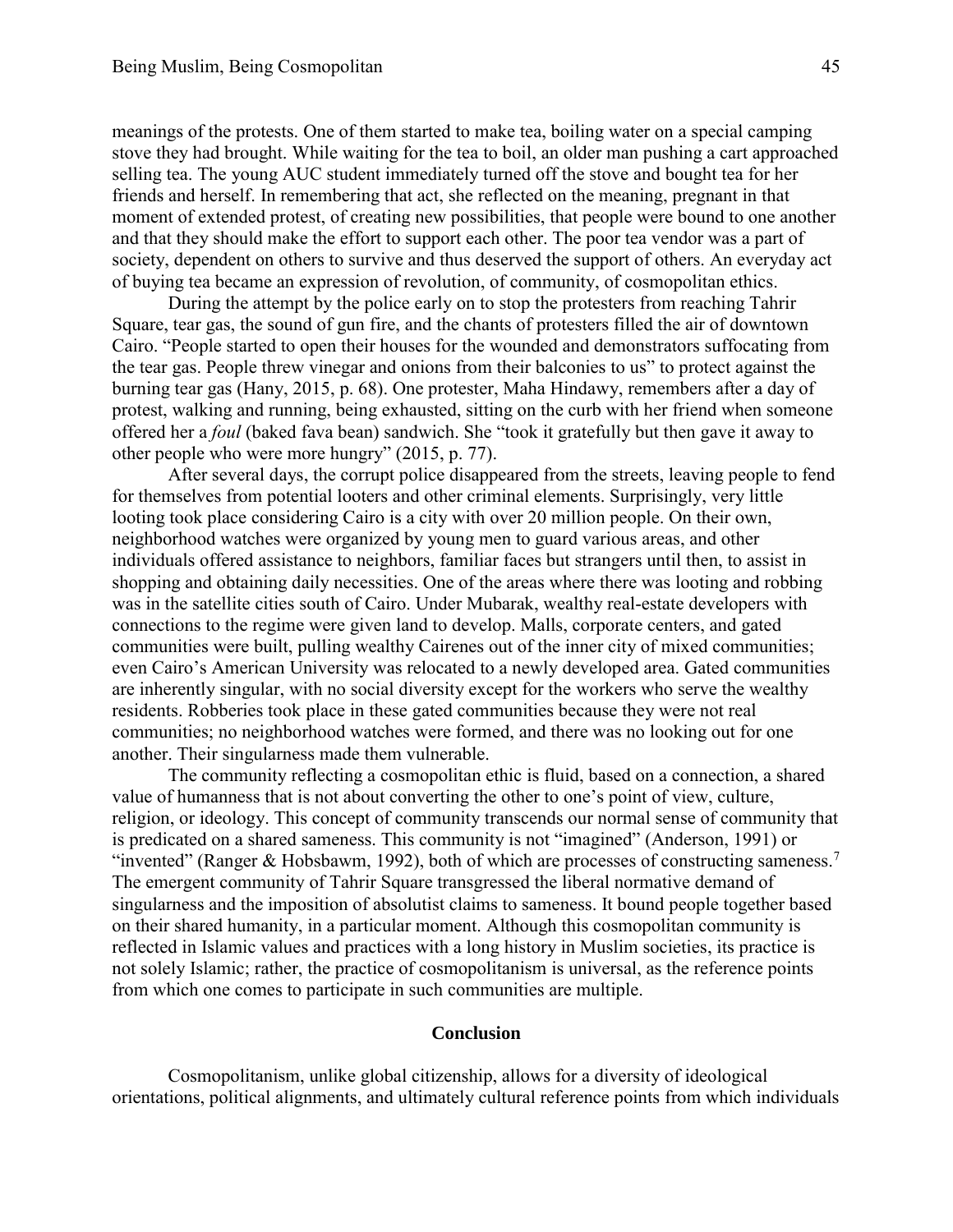meanings of the protests. One of them started to make tea, boiling water on a special camping stove they had brought. While waiting for the tea to boil, an older man pushing a cart approached selling tea. The young AUC student immediately turned off the stove and bought tea for her friends and herself. In remembering that act, she reflected on the meaning, pregnant in that moment of extended protest, of creating new possibilities, that people were bound to one another and that they should make the effort to support each other. The poor tea vendor was a part of society, dependent on others to survive and thus deserved the support of others. An everyday act of buying tea became an expression of revolution, of community, of cosmopolitan ethics.

During the attempt by the police early on to stop the protesters from reaching Tahrir Square, tear gas, the sound of gun fire, and the chants of protesters filled the air of downtown Cairo. "People started to open their houses for the wounded and demonstrators suffocating from the tear gas. People threw vinegar and onions from their balconies to us" to protect against the burning tear gas (Hany, 2015, p. 68). One protester, Maha Hindawy, remembers after a day of protest, walking and running, being exhausted, sitting on the curb with her friend when someone offered her a *foul* (baked fava bean) sandwich. She "took it gratefully but then gave it away to other people who were more hungry" (2015, p. 77).

After several days, the corrupt police disappeared from the streets, leaving people to fend for themselves from potential looters and other criminal elements. Surprisingly, very little looting took place considering Cairo is a city with over 20 million people. On their own, neighborhood watches were organized by young men to guard various areas, and other individuals offered assistance to neighbors, familiar faces but strangers until then, to assist in shopping and obtaining daily necessities. One of the areas where there was looting and robbing was in the satellite cities south of Cairo. Under Mubarak, wealthy real-estate developers with connections to the regime were given land to develop. Malls, corporate centers, and gated communities were built, pulling wealthy Cairenes out of the inner city of mixed communities; even Cairo's American University was relocated to a newly developed area. Gated communities are inherently singular, with no social diversity except for the workers who serve the wealthy residents. Robberies took place in these gated communities because they were not real communities; no neighborhood watches were formed, and there was no looking out for one another. Their singularness made them vulnerable.

The community reflecting a cosmopolitan ethic is fluid, based on a connection, a shared value of humanness that is not about converting the other to one's point of view, culture, religion, or ideology. This concept of community transcends our normal sense of community that is predicated on a shared sameness. This community is not "imagined" (Anderson, 1991) or "invented" (Ranger & Hobsbawm, 1992), both of which are processes of constructing sameness.[7] The emergent community of Tahrir Square transgressed the liberal normative demand of singularness and the imposition of absolutist claims to sameness. It bound people together based on their shared humanity, in a particular moment. Although this cosmopolitan community is reflected in Islamic values and practices with a long history in Muslim societies, its practice is not solely Islamic; rather, the practice of cosmopolitanism is universal, as the reference points from which one comes to participate in such communities are multiple.

## Conclusion

Cosmopolitanism, unlike global citizenship, allows for a diversity of ideological orientations, political alignments, and ultimately cultural reference points from which individuals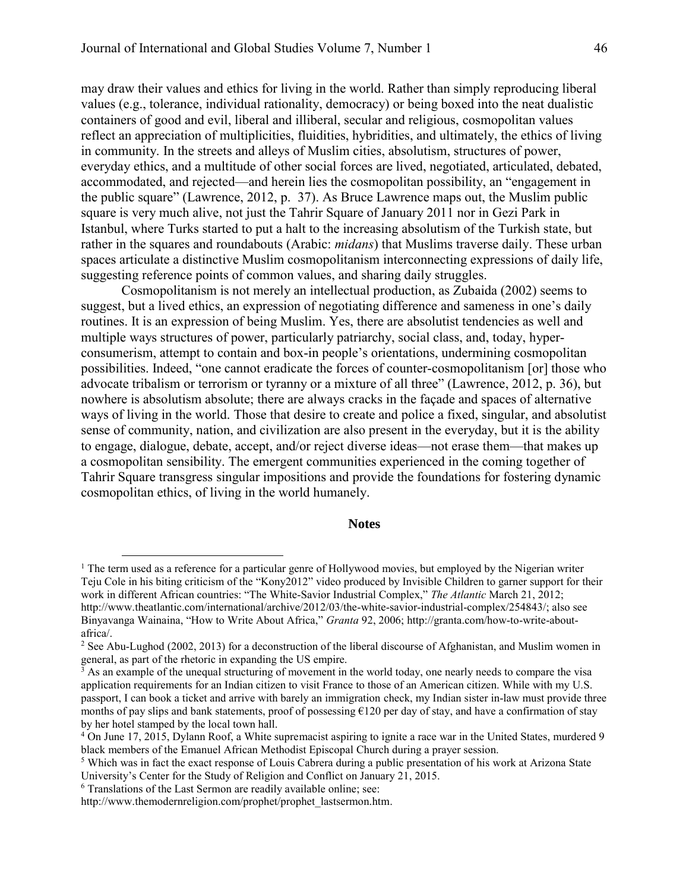may draw their values and ethics for living in the world. Rather than simply reproducing liberal values (e.g., tolerance, individual rationality, democracy) or being boxed into the neat dualistic containers of good and evil, liberal and illiberal, secular and religious, cosmopolitan values reflect an appreciation of multiplicities, fluidities, hybridities, and ultimately, the ethics of living in community. In the streets and alleys of Muslim cities, absolutism, structures of power, everyday ethics, and a multitude of other social forces are lived, negotiated, articulated, debated, accommodated, and rejected—and herein lies the cosmopolitan possibility, an "engagement in the public square" (Lawrence, 2012, p. 37). As Bruce Lawrence maps out, the Muslim public square is very much alive, not just the Tahrir Square of January 2011 nor in Gezi Park in Istanbul, where Turks started to put a halt to the increasing absolutism of the Turkish state, but rather in the squares and roundabouts (Arabic: *midans*) that Muslims traverse daily. These urban spaces articulate a distinctive Muslim cosmopolitanism interconnecting expressions of daily life, suggesting reference points of common values, and sharing daily struggles.

Cosmopolitanism is not merely an intellectual production, as Zubaida (2002) seems to suggest, but a lived ethics, an expression of negotiating difference and sameness in one's daily routines. It is an expression of being Muslim. Yes, there are absolutist tendencies as well and multiple ways structures of power, particularly patriarchy, social class, and, today, hyper-consumerism, attempt to contain and box-in people's orientations, undermining cosmopolitan possibilities. Indeed, "one cannot eradicate the forces of counter-cosmopolitanism [or] those who advocate tribalism or terrorism or tyranny or a mixture of all three" (Lawrence, 2012, p. 36), but nowhere is absolutism absolute; there are always cracks in the façade and spaces of alternative ways of living in the world. Those that desire to create and police a fixed, singular, and absolutist sense of community, nation, and civilization are also present in the everyday, but it is the ability to engage, dialogue, debate, accept, and/or reject diverse ideas—not erase them—that makes up a cosmopolitan sensibility. The emergent communities experienced in the coming together of Tahrir Square transgress singular impositions and provide the foundations for fostering dynamic cosmopolitan ethics, of living in the world humanely.

## Notes

[1] The term used as a reference for a particular genre of Hollywood movies, but employed by the Nigerian writer Teju Cole in his biting criticism of the "Kony2012" video produced by Invisible Children to garner support for their work in different African countries: "The White-Savior Industrial Complex," *The Atlantic* March 21, 2012; http://www.theatlantic.com/international/archive/2012/03/the-white-savior-industrial-complex/254843/; also see Binyavanga Wainaina, "How to Write About Africa," *Granta* 92, 2006; http://granta.com/how-to-write-about-africa/.

[2] See Abu-Lughod (2002, 2013) for a deconstruction of the liberal discourse of Afghanistan, and Muslim women in general, as part of the rhetoric in expanding the US empire.

[3] As an example of the unequal structuring of movement in the world today, one nearly needs to compare the visa application requirements for an Indian citizen to visit France to those of an American citizen. While with my U.S. passport, I can book a ticket and arrive with barely an immigration check, my Indian sister in-law must provide three months of pay slips and bank statements, proof of possessing €120 per day of stay, and have a confirmation of stay by her hotel stamped by the local town hall.

[4] On June 17, 2015, Dylann Roof, a White supremacist aspiring to ignite a race war in the United States, murdered 9 black members of the Emanuel African Methodist Episcopal Church during a prayer session.

[5] Which was in fact the exact response of Louis Cabrera during a public presentation of his work at Arizona State University's Center for the Study of Religion and Conflict on January 21, 2015.

[6] Translations of the Last Sermon are readily available online; see: http://www.themodernreligion.com/prophet/prophet_lastsermon.htm.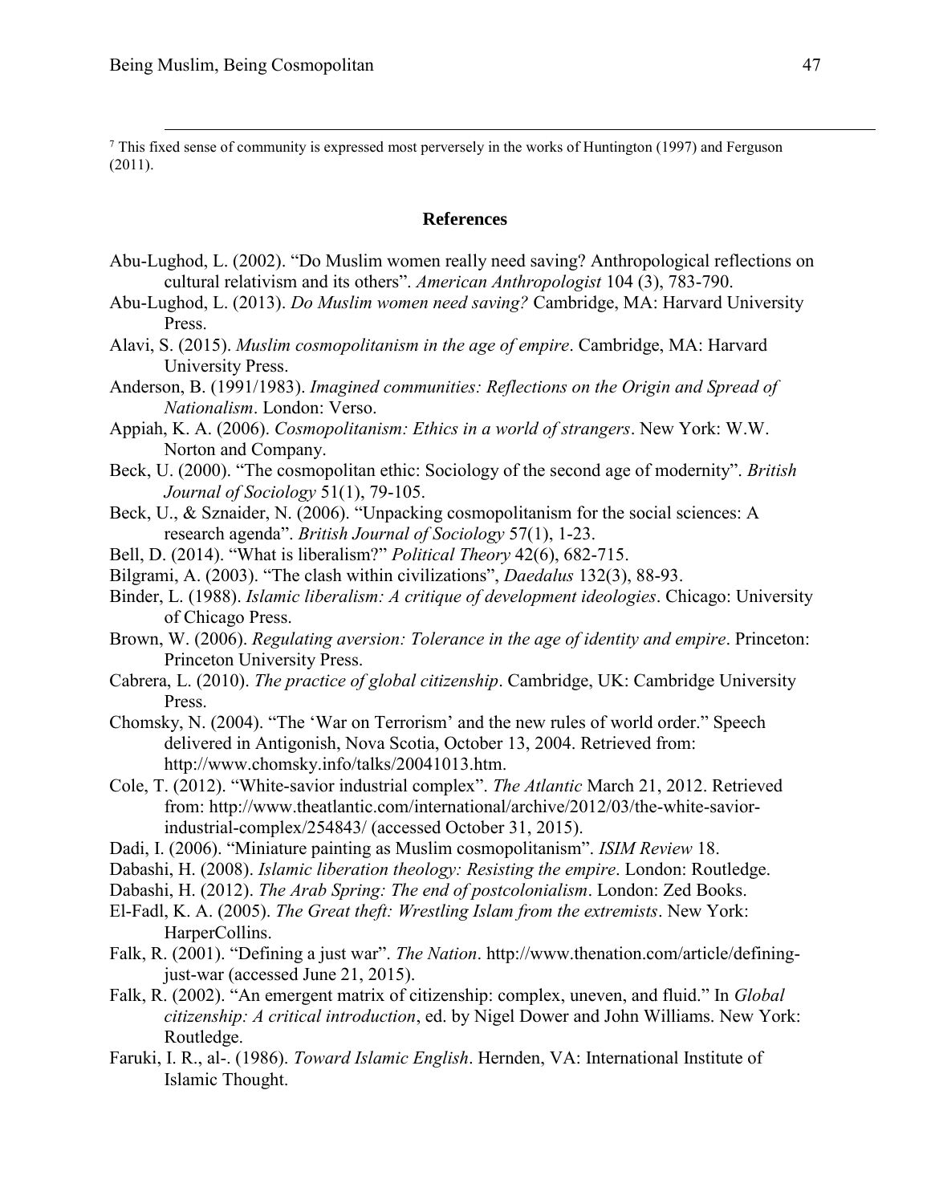[7] This fixed sense of community is expressed most perversely in the works of Huntington (1997) and Ferguson (2011).

## References

Abu-Lughod, L. (2002). "Do Muslim women really need saving? Anthropological reflections on cultural relativism and its others". *American Anthropologist* 104 (3), 783-790.

Abu-Lughod, L. (2013). *Do Muslim women need saving?* Cambridge, MA: Harvard University Press.

Alavi, S. (2015). *Muslim cosmopolitanism in the age of empire*. Cambridge, MA: Harvard University Press.

Anderson, B. (1991/1983). *Imagined communities: Reflections on the Origin and Spread of Nationalism*. London: Verso.

Appiah, K. A. (2006). *Cosmopolitanism: Ethics in a world of strangers*. New York: W.W. Norton and Company.

Beck, U. (2000). "The cosmopolitan ethic: Sociology of the second age of modernity". *British Journal of Sociology* 51(1), 79-105.

Beck, U., & Sznaider, N. (2006). "Unpacking cosmopolitanism for the social sciences: A research agenda". *British Journal of Sociology* 57(1), 1-23.

Bell, D. (2014). "What is liberalism?" *Political Theory* 42(6), 682-715.

Bilgrami, A. (2003). "The clash within civilizations", *Daedalus* 132(3), 88-93.

Binder, L. (1988). *Islamic liberalism: A critique of development ideologies*. Chicago: University of Chicago Press.

Brown, W. (2006). *Regulating aversion: Tolerance in the age of identity and empire*. Princeton: Princeton University Press.

Cabrera, L. (2010). *The practice of global citizenship*. Cambridge, UK: Cambridge University Press.

Chomsky, N. (2004). "The 'War on Terrorism' and the new rules of world order." Speech delivered in Antigonish, Nova Scotia, October 13, 2004. Retrieved from: http://www.chomsky.info/talks/20041013.htm.

Cole, T. (2012). "White-savior industrial complex". *The Atlantic* March 21, 2012. Retrieved from: http://www.theatlantic.com/international/archive/2012/03/the-white-savior-industrial-complex/254843/ (accessed October 31, 2015).

Dadi, I. (2006). "Miniature painting as Muslim cosmopolitanism". *ISIM Review* 18.

Dabashi, H. (2008). *Islamic liberation theology: Resisting the empire*. London: Routledge.

Dabashi, H. (2012). *The Arab Spring: The end of postcolonialism*. London: Zed Books.

El-Fadl, K. A. (2005). *The Great theft: Wrestling Islam from the extremists*. New York: HarperCollins.

Falk, R. (2001). "Defining a just war". *The Nation*. http://www.thenation.com/article/defining-just-war (accessed June 21, 2015).

Falk, R. (2002). "An emergent matrix of citizenship: complex, uneven, and fluid." In *Global citizenship: A critical introduction*, ed. by Nigel Dower and John Williams. New York: Routledge.

Faruki, I. R., al-. (1986). *Toward Islamic English*. Hernden, VA: International Institute of Islamic Thought.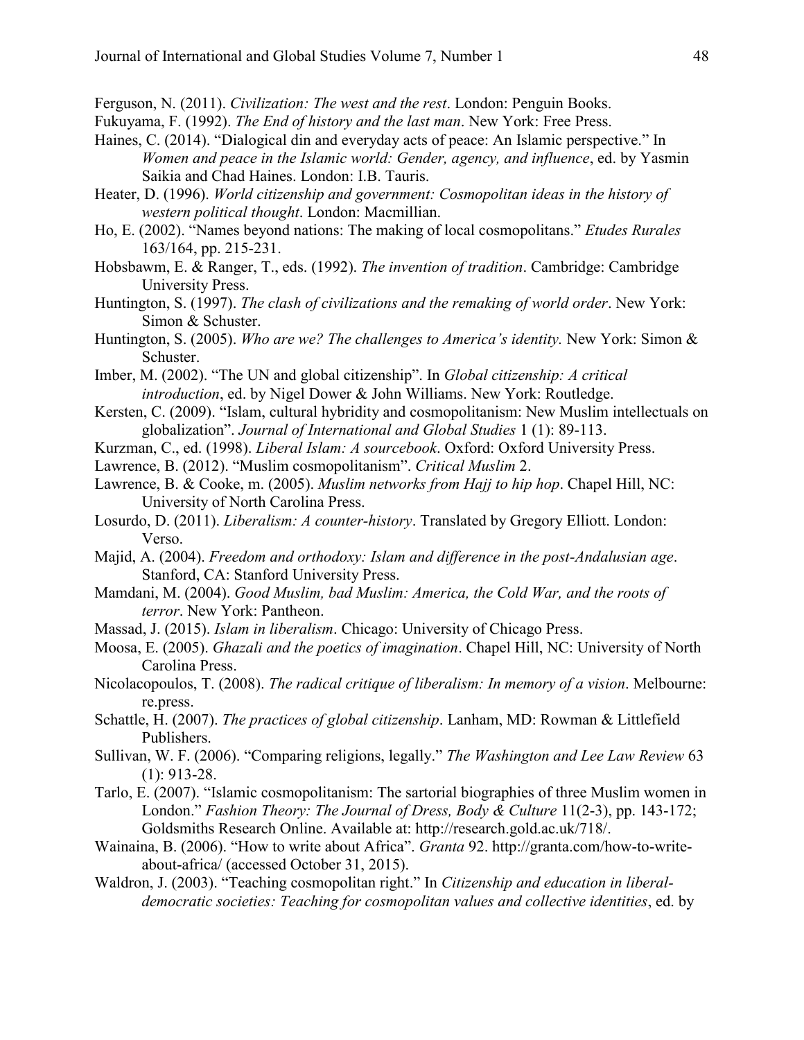Ferguson, N. (2011). *Civilization: The west and the rest*. London: Penguin Books.

Fukuyama, F. (1992). *The End of history and the last man*. New York: Free Press.

Haines, C. (2014). "Dialogical din and everyday acts of peace: An Islamic perspective." In *Women and peace in the Islamic world: Gender, agency, and influence*, ed. by Yasmin Saikia and Chad Haines. London: I.B. Tauris.

Heater, D. (1996). *World citizenship and government: Cosmopolitan ideas in the history of western political thought*. London: Macmillian.

Ho, E. (2002). "Names beyond nations: The making of local cosmopolitans." *Etudes Rurales* 163/164, pp. 215-231.

Hobsbawm, E. & Ranger, T., eds. (1992). *The invention of tradition*. Cambridge: Cambridge University Press.

Huntington, S. (1997). *The clash of civilizations and the remaking of world order*. New York: Simon & Schuster.

Huntington, S. (2005). *Who are we? The challenges to America's identity.* New York: Simon & Schuster.

Imber, M. (2002). "The UN and global citizenship". In *Global citizenship: A critical introduction*, ed. by Nigel Dower & John Williams. New York: Routledge.

Kersten, C. (2009). "Islam, cultural hybridity and cosmopolitanism: New Muslim intellectuals on globalization". *Journal of International and Global Studies* 1 (1): 89-113.

Kurzman, C., ed. (1998). *Liberal Islam: A sourcebook*. Oxford: Oxford University Press.

Lawrence, B. (2012). "Muslim cosmopolitanism". *Critical Muslim* 2.

Lawrence, B. & Cooke, m. (2005). *Muslim networks from Hajj to hip hop*. Chapel Hill, NC: University of North Carolina Press.

Losurdo, D. (2011). *Liberalism: A counter-history*. Translated by Gregory Elliott. London: Verso.

Majid, A. (2004). *Freedom and orthodoxy: Islam and difference in the post-Andalusian age*. Stanford, CA: Stanford University Press.

Mamdani, M. (2004). *Good Muslim, bad Muslim: America, the Cold War, and the roots of terror*. New York: Pantheon.

Massad, J. (2015). *Islam in liberalism*. Chicago: University of Chicago Press.

Moosa, E. (2005). *Ghazali and the poetics of imagination*. Chapel Hill, NC: University of North Carolina Press.

Nicolacopoulos, T. (2008). *The radical critique of liberalism: In memory of a vision*. Melbourne: re.press.

Schattle, H. (2007). *The practices of global citizenship*. Lanham, MD: Rowman & Littlefield Publishers.

Sullivan, W. F. (2006). "Comparing religions, legally." *The Washington and Lee Law Review* 63 (1): 913-28.

Tarlo, E. (2007). "Islamic cosmopolitanism: The sartorial biographies of three Muslim women in London." *Fashion Theory: The Journal of Dress, Body & Culture* 11(2-3), pp. 143-172; Goldsmiths Research Online. Available at: http://research.gold.ac.uk/718/.

Wainaina, B. (2006). "How to write about Africa". *Granta* 92. http://granta.com/how-to-write-about-africa/ (accessed October 31, 2015).

Waldron, J. (2003). "Teaching cosmopolitan right." In *Citizenship and education in liberal-democratic societies: Teaching for cosmopolitan values and collective identities*, ed. by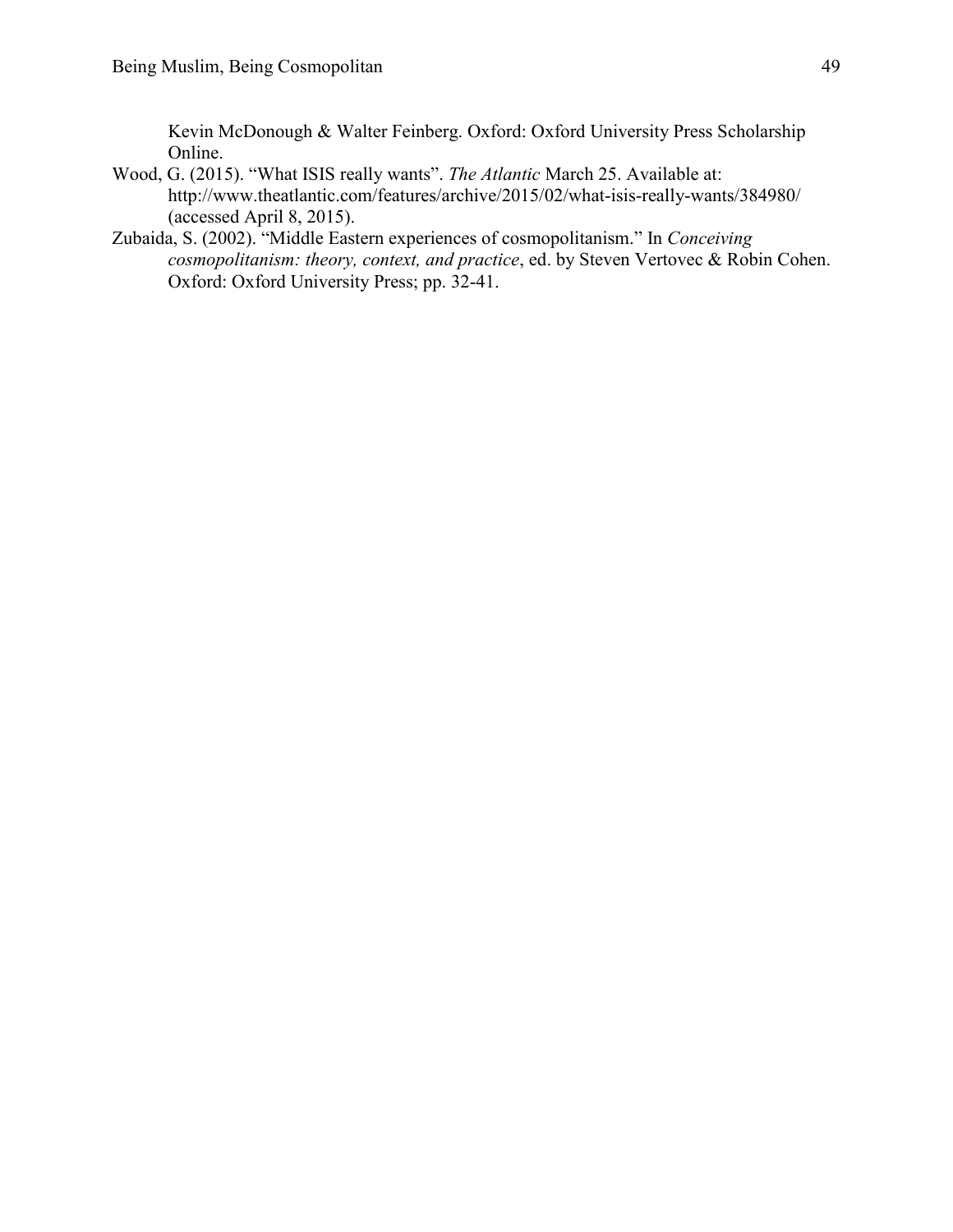Kevin McDonough & Walter Feinberg. Oxford: Oxford University Press Scholarship Online.

Wood, G. (2015). "What ISIS really wants". *The Atlantic* March 25. Available at: http://www.theatlantic.com/features/archive/2015/02/what-isis-really-wants/384980/ (accessed April 8, 2015).

Zubaida, S. (2002). "Middle Eastern experiences of cosmopolitanism." In *Conceiving cosmopolitanism: theory, context, and practice*, ed. by Steven Vertovec & Robin Cohen. Oxford: Oxford University Press; pp. 32-41.